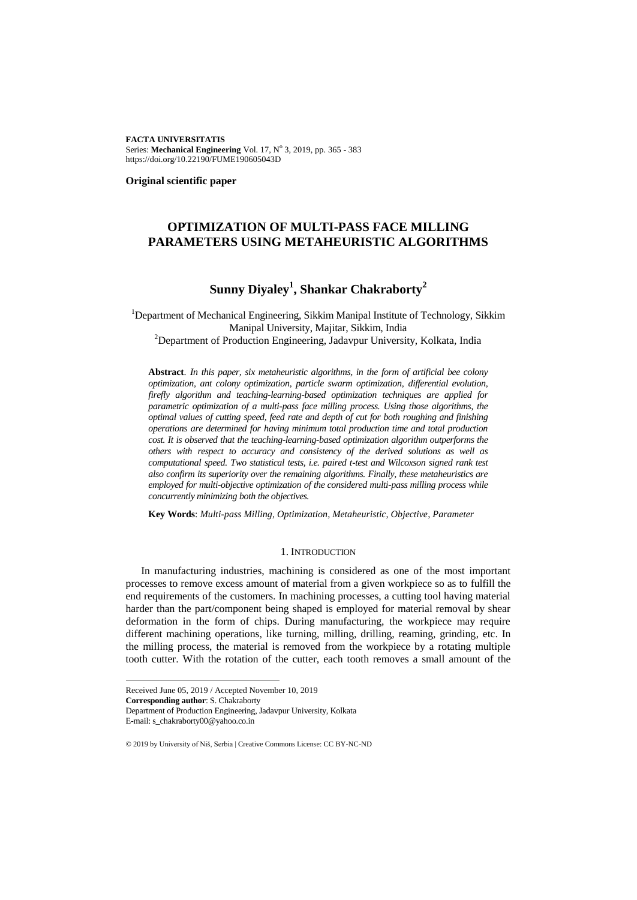**FACTA UNIVERSITATIS**
Series: **Mechanical Engineering** Vol. 17, N° 3, 2019, pp. 365 - 383
https://doi.org/10.22190/FUME190605043D

**Original scientific paper**

# OPTIMIZATION OF MULTI-PASS FACE MILLING PARAMETERS USING METAHEURISTIC ALGORITHMS

## Sunny Diyaley[1], Shankar Chakraborty[2]

[1]Department of Mechanical Engineering, Sikkim Manipal Institute of Technology, Sikkim Manipal University, Majitar, Sikkim, India
[2]Department of Production Engineering, Jadavpur University, Kolkata, India

**Abstract**. *In this paper, six metaheuristic algorithms, in the form of artificial bee colony optimization, ant colony optimization, particle swarm optimization, differential evolution, firefly algorithm and teaching-learning-based optimization techniques are applied for parametric optimization of a multi-pass face milling process. Using those algorithms, the optimal values of cutting speed, feed rate and depth of cut for both roughing and finishing operations are determined for having minimum total production time and total production cost. It is observed that the teaching-learning-based optimization algorithm outperforms the others with respect to accuracy and consistency of the derived solutions as well as computational speed. Two statistical tests, i.e. paired t-test and Wilcoxson signed rank test also confirm its superiority over the remaining algorithms. Finally, these metaheuristics are employed for multi-objective optimization of the considered multi-pass milling process while concurrently minimizing both the objectives.*

**Key Words**: *Multi-pass Milling, Optimization, Metaheuristic, Objective, Parameter*

### 1. INTRODUCTION

In manufacturing industries, machining is considered as one of the most important processes to remove excess amount of material from a given workpiece so as to fulfill the end requirements of the customers. In machining processes, a cutting tool having material harder than the part/component being shaped is employed for material removal by shear deformation in the form of chips. During manufacturing, the workpiece may require different machining operations, like turning, milling, drilling, reaming, grinding, etc. In the milling process, the material is removed from the workpiece by a rotating multiple tooth cutter. With the rotation of the cutter, each tooth removes a small amount of the

---

Received June 05, 2019 / Accepted November 10, 2019
**Corresponding author**: S. Chakraborty
Department of Production Engineering, Jadavpur University, Kolkata
E-mail: s_chakraborty00@yahoo.co.in

© 2019 by University of Niš, Serbia | Creative Commons License: CC BY-NC-ND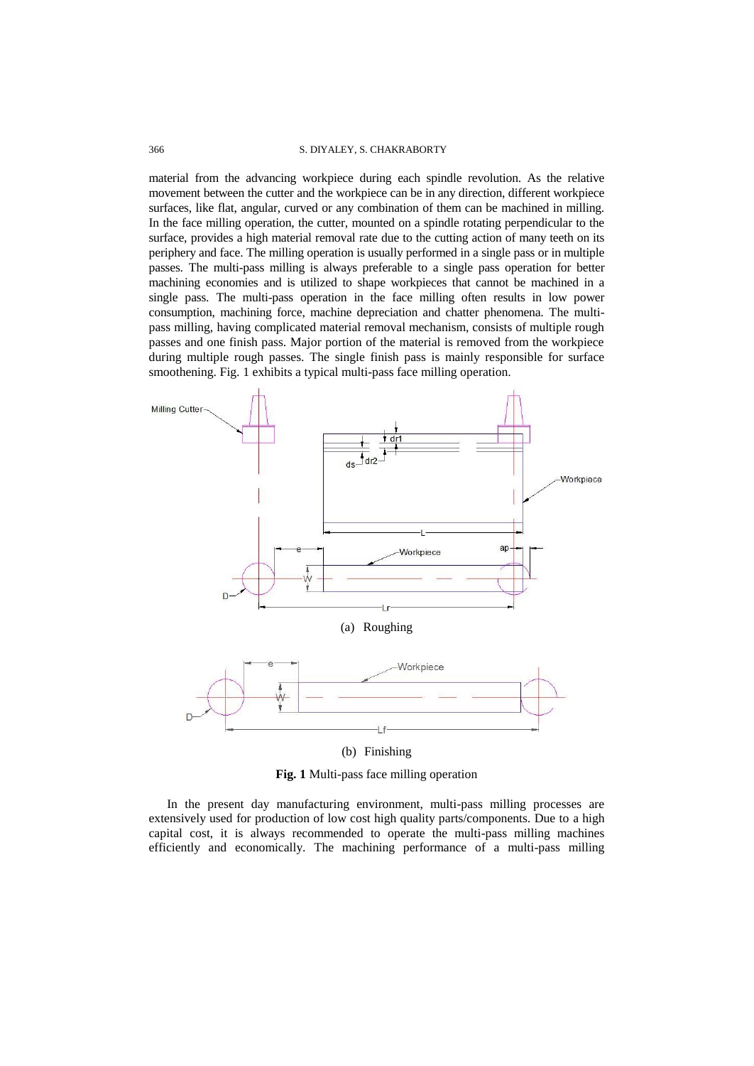material from the advancing workpiece during each spindle revolution. As the relative movement between the cutter and the workpiece can be in any direction, different workpiece surfaces, like flat, angular, curved or any combination of them can be machined in milling. In the face milling operation, the cutter, mounted on a spindle rotating perpendicular to the surface, provides a high material removal rate due to the cutting action of many teeth on its periphery and face. The milling operation is usually performed in a single pass or in multiple passes. The multi-pass milling is always preferable to a single pass operation for better machining economies and is utilized to shape workpieces that cannot be machined in a single pass. The multi-pass operation in the face milling often results in low power consumption, machining force, machine depreciation and chatter phenomena. The multi-pass milling, having complicated material removal mechanism, consists of multiple rough passes and one finish pass. Major portion of the material is removed from the workpiece during multiple rough passes. The single finish pass is mainly responsible for surface smoothening. Fig. 1 exhibits a typical multi-pass face milling operation.

(a) Roughing

(b) Finishing

**Fig. 1** Multi-pass face milling operation

In the present day manufacturing environment, multi-pass milling processes are extensively used for production of low cost high quality parts/components. Due to a high capital cost, it is always recommended to operate the multi-pass milling machines efficiently and economically. The machining performance of a multi-pass milling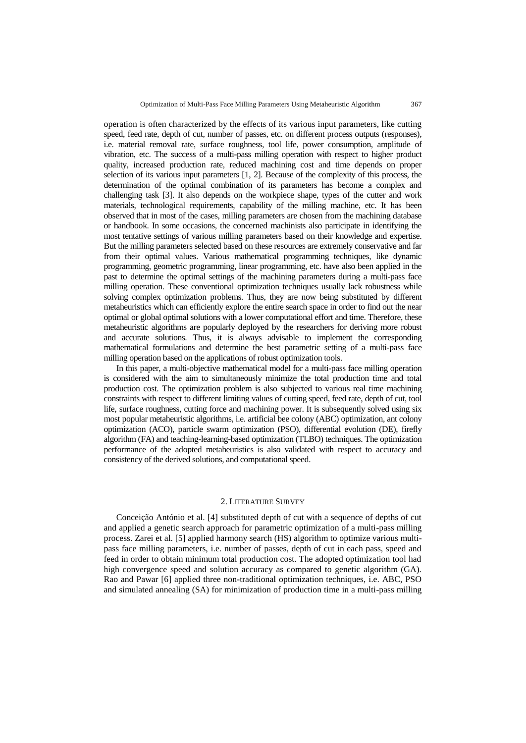operation is often characterized by the effects of its various input parameters, like cutting speed, feed rate, depth of cut, number of passes, etc. on different process outputs (responses), i.e. material removal rate, surface roughness, tool life, power consumption, amplitude of vibration, etc. The success of a multi-pass milling operation with respect to higher product quality, increased production rate, reduced machining cost and time depends on proper selection of its various input parameters [1, 2]. Because of the complexity of this process, the determination of the optimal combination of its parameters has become a complex and challenging task [3]. It also depends on the workpiece shape, types of the cutter and work materials, technological requirements, capability of the milling machine, etc. It has been observed that in most of the cases, milling parameters are chosen from the machining database or handbook. In some occasions, the concerned machinists also participate in identifying the most tentative settings of various milling parameters based on their knowledge and expertise. But the milling parameters selected based on these resources are extremely conservative and far from their optimal values. Various mathematical programming techniques, like dynamic programming, geometric programming, linear programming, etc. have also been applied in the past to determine the optimal settings of the machining parameters during a multi-pass face milling operation. These conventional optimization techniques usually lack robustness while solving complex optimization problems. Thus, they are now being substituted by different metaheuristics which can efficiently explore the entire search space in order to find out the near optimal or global optimal solutions with a lower computational effort and time. Therefore, these metaheuristic algorithms are popularly deployed by the researchers for deriving more robust and accurate solutions. Thus, it is always advisable to implement the corresponding mathematical formulations and determine the best parametric setting of a multi-pass face milling operation based on the applications of robust optimization tools.

In this paper, a multi-objective mathematical model for a multi-pass face milling operation is considered with the aim to simultaneously minimize the total production time and total production cost. The optimization problem is also subjected to various real time machining constraints with respect to different limiting values of cutting speed, feed rate, depth of cut, tool life, surface roughness, cutting force and machining power. It is subsequently solved using six most popular metaheuristic algorithms, i.e. artificial bee colony (ABC) optimization, ant colony optimization (ACO), particle swarm optimization (PSO), differential evolution (DE), firefly algorithm (FA) and teaching-learning-based optimization (TLBO) techniques. The optimization performance of the adopted metaheuristics is also validated with respect to accuracy and consistency of the derived solutions, and computational speed.

## 2. Literature Survey

Conceição António et al. [4] substituted depth of cut with a sequence of depths of cut and applied a genetic search approach for parametric optimization of a multi-pass milling process. Zarei et al. [5] applied harmony search (HS) algorithm to optimize various multi-pass face milling parameters, i.e. number of passes, depth of cut in each pass, speed and feed in order to obtain minimum total production cost. The adopted optimization tool had high convergence speed and solution accuracy as compared to genetic algorithm (GA). Rao and Pawar [6] applied three non-traditional optimization techniques, i.e. ABC, PSO and simulated annealing (SA) for minimization of production time in a multi-pass milling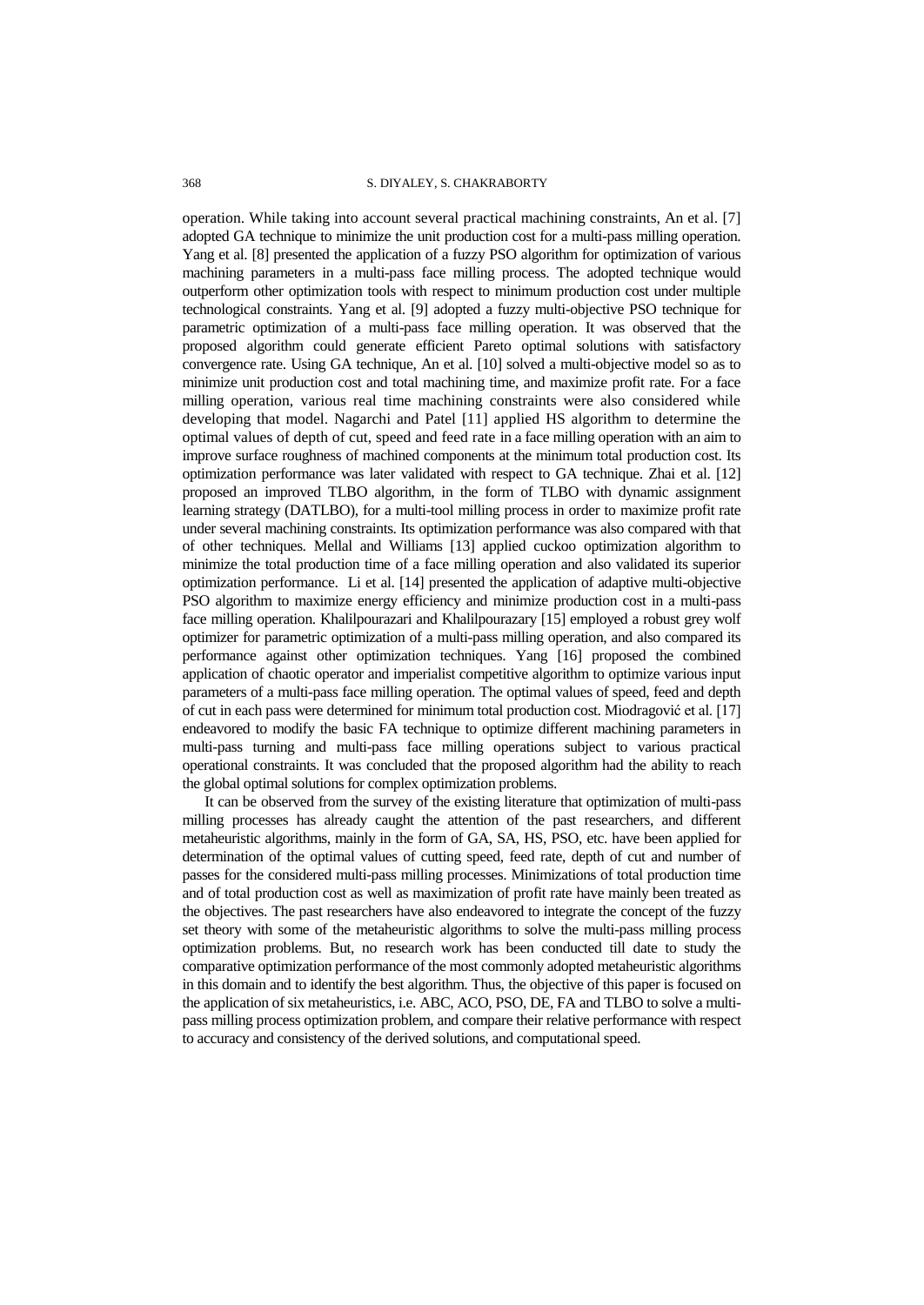operation. While taking into account several practical machining constraints, An et al. [7] adopted GA technique to minimize the unit production cost for a multi-pass milling operation. Yang et al. [8] presented the application of a fuzzy PSO algorithm for optimization of various machining parameters in a multi-pass face milling process. The adopted technique would outperform other optimization tools with respect to minimum production cost under multiple technological constraints. Yang et al. [9] adopted a fuzzy multi-objective PSO technique for parametric optimization of a multi-pass face milling operation. It was observed that the proposed algorithm could generate efficient Pareto optimal solutions with satisfactory convergence rate. Using GA technique, An et al. [10] solved a multi-objective model so as to minimize unit production cost and total machining time, and maximize profit rate. For a face milling operation, various real time machining constraints were also considered while developing that model. Nagarchi and Patel [11] applied HS algorithm to determine the optimal values of depth of cut, speed and feed rate in a face milling operation with an aim to improve surface roughness of machined components at the minimum total production cost. Its optimization performance was later validated with respect to GA technique. Zhai et al. [12] proposed an improved TLBO algorithm, in the form of TLBO with dynamic assignment learning strategy (DATLBO), for a multi-tool milling process in order to maximize profit rate under several machining constraints. Its optimization performance was also compared with that of other techniques. Mellal and Williams [13] applied cuckoo optimization algorithm to minimize the total production time of a face milling operation and also validated its superior optimization performance. Li et al. [14] presented the application of adaptive multi-objective PSO algorithm to maximize energy efficiency and minimize production cost in a multi-pass face milling operation. Khalilpourazari and Khalilpourazary [15] employed a robust grey wolf optimizer for parametric optimization of a multi-pass milling operation, and also compared its performance against other optimization techniques. Yang [16] proposed the combined application of chaotic operator and imperialist competitive algorithm to optimize various input parameters of a multi-pass face milling operation. The optimal values of speed, feed and depth of cut in each pass were determined for minimum total production cost. Miodragović et al. [17] endeavored to modify the basic FA technique to optimize different machining parameters in multi-pass turning and multi-pass face milling operations subject to various practical operational constraints. It was concluded that the proposed algorithm had the ability to reach the global optimal solutions for complex optimization problems.

It can be observed from the survey of the existing literature that optimization of multi-pass milling processes has already caught the attention of the past researchers, and different metaheuristic algorithms, mainly in the form of GA, SA, HS, PSO, etc. have been applied for determination of the optimal values of cutting speed, feed rate, depth of cut and number of passes for the considered multi-pass milling processes. Minimizations of total production time and of total production cost as well as maximization of profit rate have mainly been treated as the objectives. The past researchers have also endeavored to integrate the concept of the fuzzy set theory with some of the metaheuristic algorithms to solve the multi-pass milling process optimization problems. But, no research work has been conducted till date to study the comparative optimization performance of the most commonly adopted metaheuristic algorithms in this domain and to identify the best algorithm. Thus, the objective of this paper is focused on the application of six metaheuristics, i.e. ABC, ACO, PSO, DE, FA and TLBO to solve a multi-pass milling process optimization problem, and compare their relative performance with respect to accuracy and consistency of the derived solutions, and computational speed.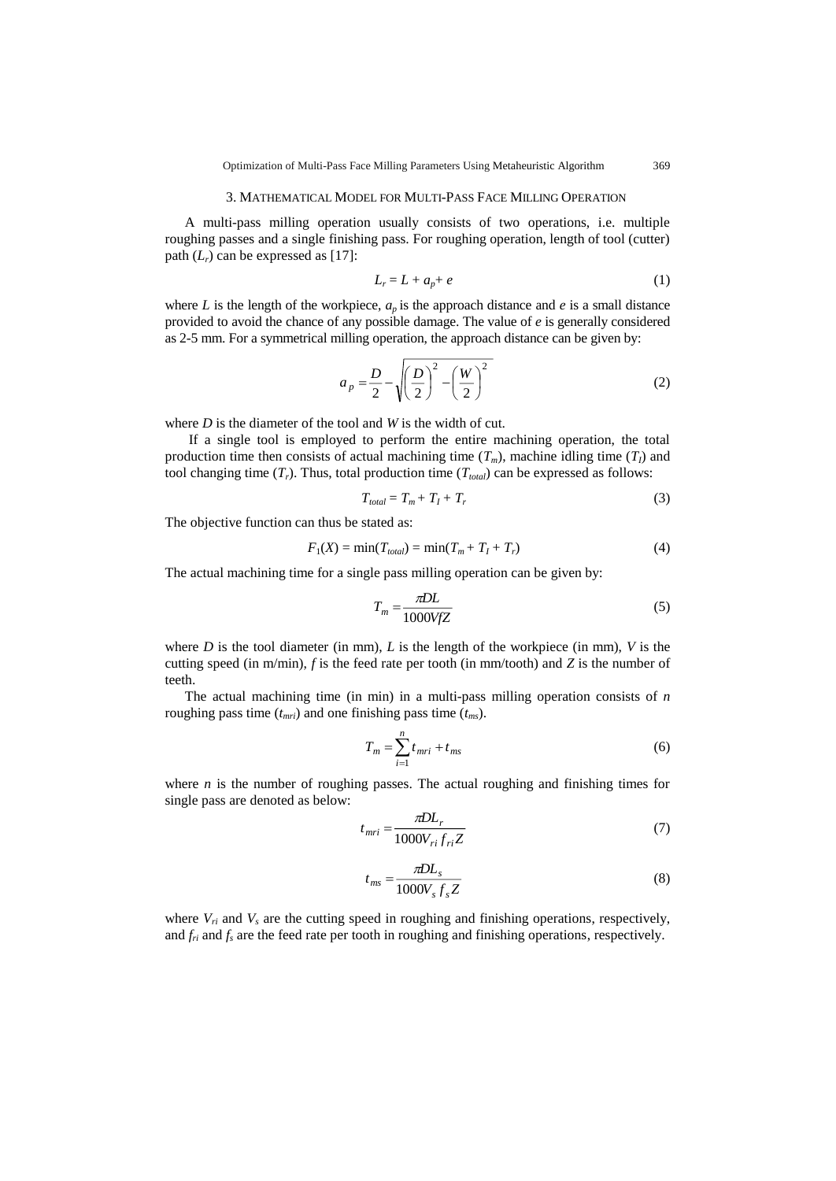## 3. Mathematical Model for Multi-Pass Face Milling Operation

A multi-pass milling operation usually consists of two operations, i.e. multiple roughing passes and a single finishing pass. For roughing operation, length of tool (cutter) path ($L_r$) can be expressed as [17]:

$$L_r = L + a_p + e \tag{1}$$

where $L$ is the length of the workpiece, $a_p$ is the approach distance and $e$ is a small distance provided to avoid the chance of any possible damage. The value of $e$ is generally considered as 2-5 mm. For a symmetrical milling operation, the approach distance can be given by:

$$a_p = \frac{D}{2} - \sqrt{\left(\frac{D}{2}\right)^2 - \left(\frac{W}{2}\right)^2} \tag{2}$$

where $D$ is the diameter of the tool and $W$ is the width of cut.

If a single tool is employed to perform the entire machining operation, the total production time then consists of actual machining time ($T_m$), machine idling time ($T_I$) and tool changing time ($T_r$). Thus, total production time ($T_{total}$) can be expressed as follows:

$$T_{total} = T_m + T_I + T_r \tag{3}$$

The objective function can thus be stated as:

$$F_1(X) = \min(T_{total}) = \min(T_m + T_I + T_r) \tag{4}$$

The actual machining time for a single pass milling operation can be given by:

$$T_m = \frac{\pi DL}{1000VfZ} \tag{5}$$

where $D$ is the tool diameter (in mm), $L$ is the length of the workpiece (in mm), $V$ is the cutting speed (in m/min), $f$ is the feed rate per tooth (in mm/tooth) and $Z$ is the number of teeth.

The actual machining time (in min) in a multi-pass milling operation consists of $n$ roughing pass time ($t_{mri}$) and one finishing pass time ($t_{ms}$).

$$T_m = \sum_{i=1}^{n} t_{mri} + t_{ms} \tag{6}$$

where $n$ is the number of roughing passes. The actual roughing and finishing times for single pass are denoted as below:

$$t_{mri} = \frac{\pi DL_r}{1000V_{ri} f_{ri} Z} \tag{7}$$

$$t_{ms} = \frac{\pi DL_s}{1000V_s f_s Z} \tag{8}$$

where $V_{ri}$ and $V_s$ are the cutting speed in roughing and finishing operations, respectively, and $f_{ri}$ and $f_s$ are the feed rate per tooth in roughing and finishing operations, respectively.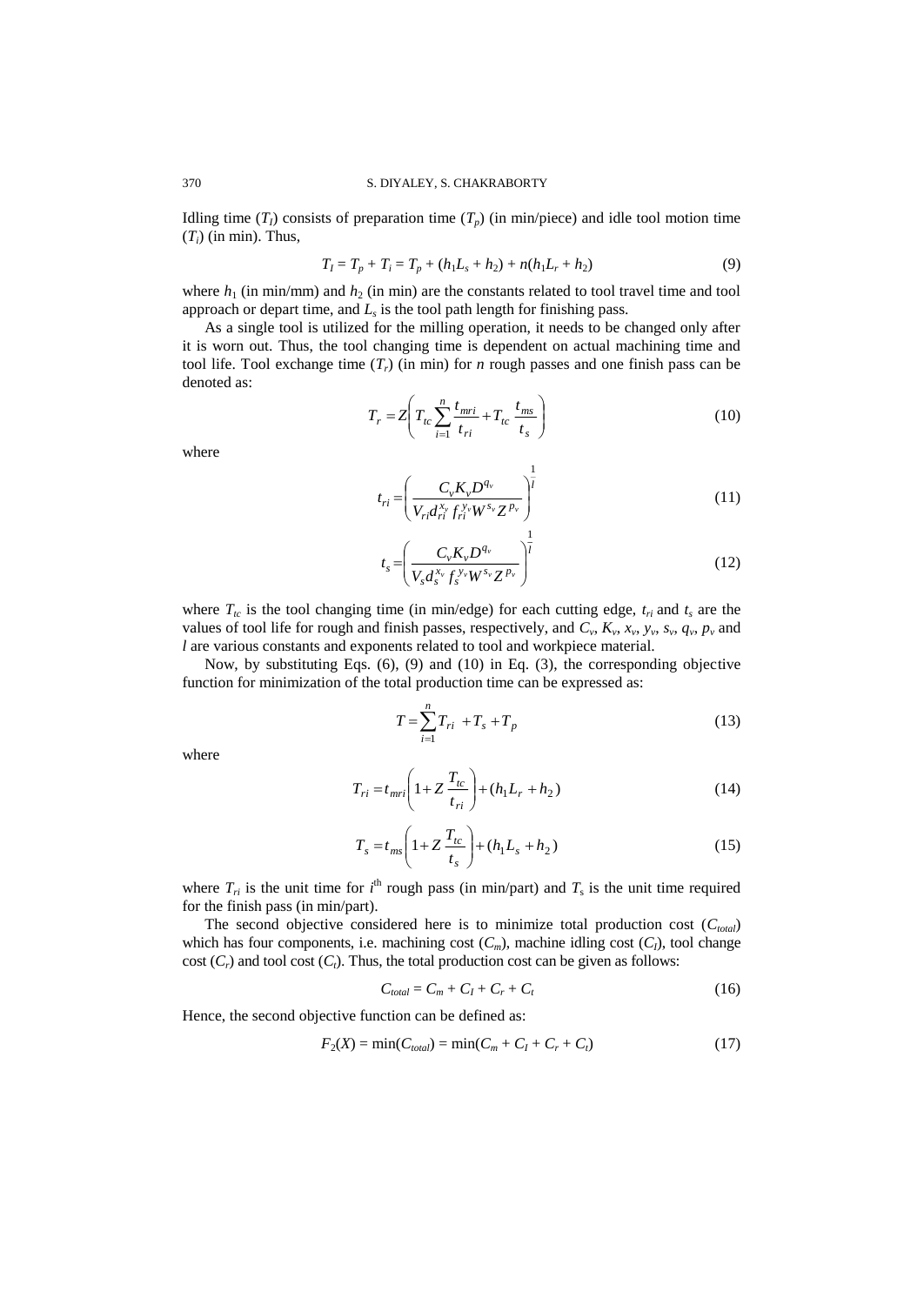Idling time ($T_I$) consists of preparation time ($T_p$) (in min/piece) and idle tool motion time ($T_i$) (in min). Thus,

$$T_I = T_p + T_i = T_p + (h_1 L_s + h_2) + n(h_1 L_r + h_2) \tag{9}$$

where $h_1$ (in min/mm) and $h_2$ (in min) are the constants related to tool travel time and tool approach or depart time, and $L_s$ is the tool path length for finishing pass.

As a single tool is utilized for the milling operation, it needs to be changed only after it is worn out. Thus, the tool changing time is dependent on actual machining time and tool life. Tool exchange time ($T_r$) (in min) for $n$ rough passes and one finish pass can be denoted as:

$$T_r = Z\left(T_{tc}\sum_{i=1}^{n}\frac{t_{mri}}{t_{ri}} + T_{tc}\frac{t_{ms}}{t_s}\right) \tag{10}$$

where

$$t_{ri} = \left(\frac{C_v K_v D^{q_v}}{V_{ri} d_{ri}^{x_v} f_{ri}^{y_v} W^{s_v} Z^{p_v}}\right)^{\frac{1}{l}} \tag{11}$$

$$t_s = \left(\frac{C_v K_v D^{q_v}}{V_s d_s^{x_v} f_s^{y_v} W^{s_v} Z^{p_v}}\right)^{\frac{1}{l}} \tag{12}$$

where $T_{tc}$ is the tool changing time (in min/edge) for each cutting edge, $t_{ri}$ and $t_s$ are the values of tool life for rough and finish passes, respectively, and $C_v$, $K_v$, $x_v$, $y_v$, $s_v$, $q_v$, $p_v$ and $l$ are various constants and exponents related to tool and workpiece material.

Now, by substituting Eqs. (6), (9) and (10) in Eq. (3), the corresponding objective function for minimization of the total production time can be expressed as:

$$T = \sum_{i=1}^{n} T_{ri} + T_s + T_p \tag{13}$$

where

$$T_{ri} = t_{mri}\left(1 + Z\frac{T_{tc}}{t_{ri}}\right) + (h_1 L_r + h_2) \tag{14}$$

$$T_s = t_{ms}\left(1 + Z\frac{T_{tc}}{t_s}\right) + (h_1 L_s + h_2) \tag{15}$$

where $T_{ri}$ is the unit time for $i^{\text{th}}$ rough pass (in min/part) and $T_s$ is the unit time required for the finish pass (in min/part).

The second objective considered here is to minimize total production cost ($C_{total}$) which has four components, i.e. machining cost ($C_m$), machine idling cost ($C_I$), tool change cost ($C_r$) and tool cost ($C_t$). Thus, the total production cost can be given as follows:

$$C_{total} = C_m + C_I + C_r + C_t \tag{16}$$

Hence, the second objective function can be defined as:

$$F_2(X) = \min(C_{total}) = \min(C_m + C_I + C_r + C_t) \tag{17}$$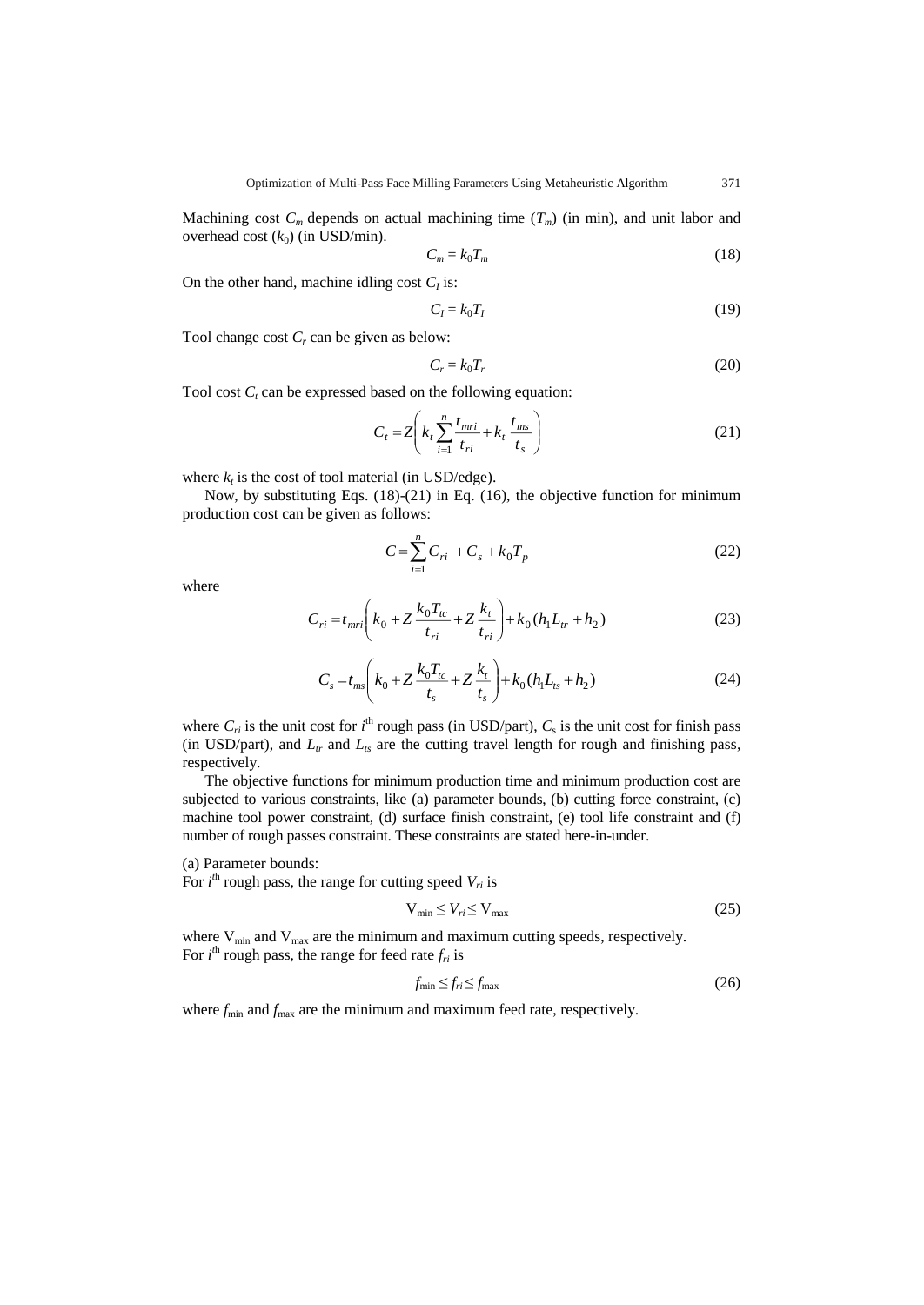Machining cost $C_m$ depends on actual machining time ($T_m$) (in min), and unit labor and overhead cost ($k_0$) (in USD/min).

$$C_m = k_0 T_m \tag{18}$$

On the other hand, machine idling cost $C_I$ is:

$$C_I = k_0 T_I \tag{19}$$

Tool change cost $C_r$ can be given as below:

$$C_r = k_0 T_r \tag{20}$$

Tool cost $C_t$ can be expressed based on the following equation:

$$C_t = Z\left( k_t \sum_{i=1}^{n} \frac{t_{mri}}{t_{ri}} + k_t \frac{t_{ms}}{t_s} \right) \tag{21}$$

where $k_t$ is the cost of tool material (in USD/edge).

Now, by substituting Eqs. (18)-(21) in Eq. (16), the objective function for minimum production cost can be given as follows:

$$C = \sum_{i=1}^{n} C_{ri} + C_s + k_0 T_p \tag{22}$$

where

$$C_{ri} = t_{mri}\left( k_0 + Z\frac{k_0 T_{tc}}{t_{ri}} + Z\frac{k_t}{t_{ri}} \right) + k_0 (h_1 L_{tr} + h_2) \tag{23}$$

$$C_s = t_{ms}\left( k_0 + Z\frac{k_0 T_{tc}}{t_s} + Z\frac{k_t}{t_s} \right) + k_0 (h_1 L_{ts} + h_2) \tag{24}$$

where $C_{ri}$ is the unit cost for $i^{th}$ rough pass (in USD/part), $C_s$ is the unit cost for finish pass (in USD/part), and $L_{tr}$ and $L_{ts}$ are the cutting travel length for rough and finishing pass, respectively.

The objective functions for minimum production time and minimum production cost are subjected to various constraints, like (a) parameter bounds, (b) cutting force constraint, (c) machine tool power constraint, (d) surface finish constraint, (e) tool life constraint and (f) number of rough passes constraint. These constraints are stated here-in-under.

(a) Parameter bounds:
For $i^{th}$ rough pass, the range for cutting speed $V_{ri}$ is

$$V_{min} \leq V_{ri} \leq V_{max} \tag{25}$$

where $V_{min}$ and $V_{max}$ are the minimum and maximum cutting speeds, respectively.
For $i^{th}$ rough pass, the range for feed rate $f_{ri}$ is

$$f_{min} \leq f_{ri} \leq f_{max} \tag{26}$$

where $f_{min}$ and $f_{max}$ are the minimum and maximum feed rate, respectively.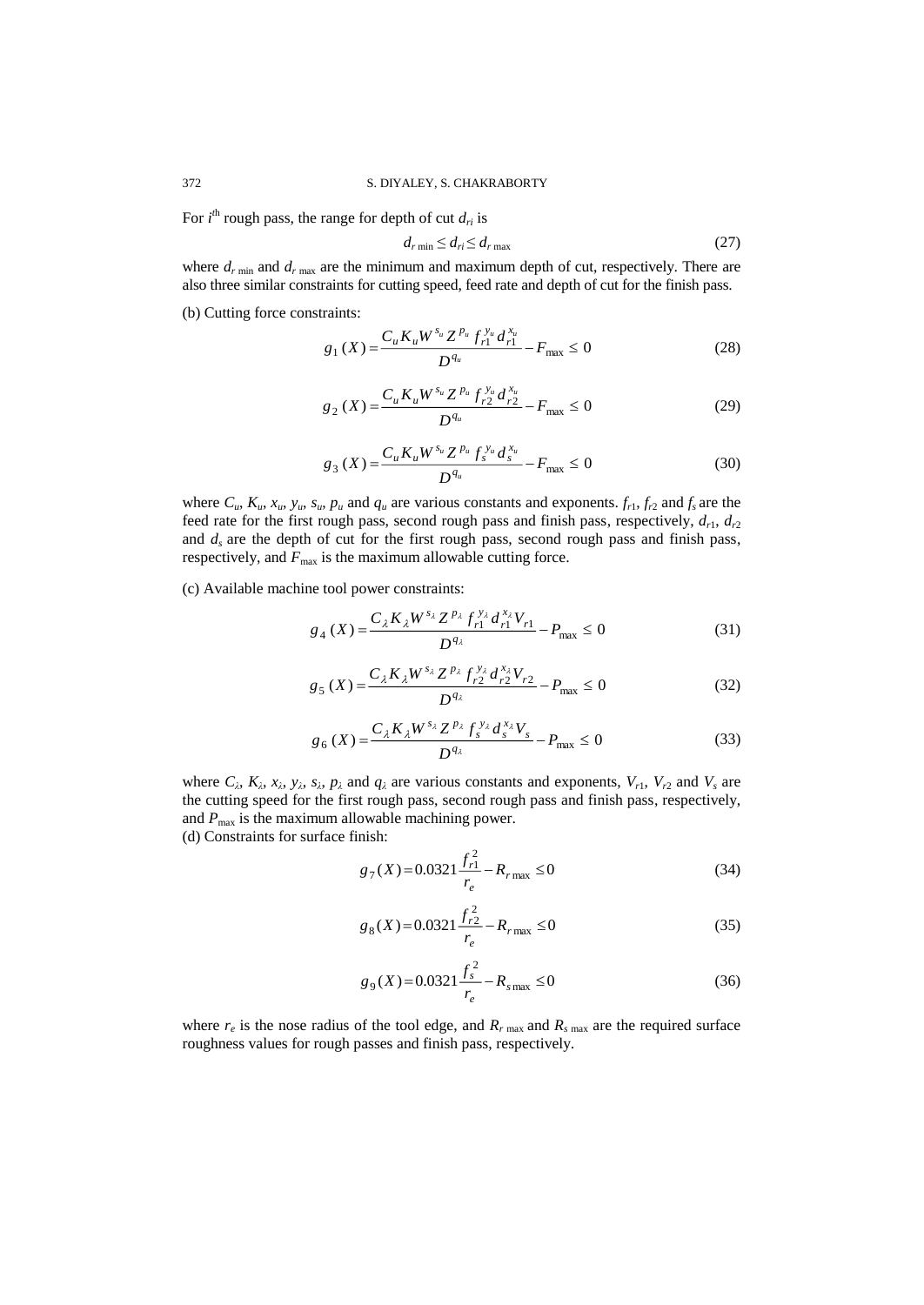For $i^{\text{th}}$ rough pass, the range for depth of cut $d_{ri}$ is

$$d_{r\,\min} \le d_{ri} \le d_{r\,\max} \tag{27}$$

where $d_{r\,\min}$ and $d_{r\,\max}$ are the minimum and maximum depth of cut, respectively. There are also three similar constraints for cutting speed, feed rate and depth of cut for the finish pass.

(b) Cutting force constraints:

$$g_1(X) = \frac{C_u K_u W^{s_u} Z^{p_u} f_{r1}^{y_u} d_{r1}^{x_u}}{D^{q_u}} - F_{\max} \le 0 \tag{28}$$

$$g_2(X) = \frac{C_u K_u W^{s_u} Z^{p_u} f_{r2}^{y_u} d_{r2}^{x_u}}{D^{q_u}} - F_{\max} \le 0 \tag{29}$$

$$g_3(X) = \frac{C_u K_u W^{s_u} Z^{p_u} f_{s}^{y_u} d_{s}^{x_u}}{D^{q_u}} - F_{\max} \le 0 \tag{30}$$

where $C_u$, $K_u$, $x_u$, $y_u$, $s_u$, $p_u$ and $q_u$ are various constants and exponents. $f_{r1}$, $f_{r2}$ and $f_s$ are the feed rate for the first rough pass, second rough pass and finish pass, respectively, $d_{r1}$, $d_{r2}$ and $d_s$ are the depth of cut for the first rough pass, second rough pass and finish pass, respectively, and $F_{\max}$ is the maximum allowable cutting force.

(c) Available machine tool power constraints:

$$g_4(X) = \frac{C_\lambda K_\lambda W^{s_\lambda} Z^{p_\lambda} f_{r1}^{y_\lambda} d_{r1}^{x_\lambda} V_{r1}}{D^{q_\lambda}} - P_{\max} \le 0 \tag{31}$$

$$g_5(X) = \frac{C_\lambda K_\lambda W^{s_\lambda} Z^{p_\lambda} f_{r2}^{y_\lambda} d_{r2}^{x_\lambda} V_{r2}}{D^{q_\lambda}} - P_{\max} \le 0 \tag{32}$$

$$g_6(X) = \frac{C_\lambda K_\lambda W^{s_\lambda} Z^{p_\lambda} f_{s}^{y_\lambda} d_{s}^{x_\lambda} V_{s}}{D^{q_\lambda}} - P_{\max} \le 0 \tag{33}$$

where $C_\lambda$, $K_\lambda$, $x_\lambda$, $y_\lambda$, $s_\lambda$, $p_\lambda$ and $q_\lambda$ are various constants and exponents, $V_{r1}$, $V_{r2}$ and $V_s$ are the cutting speed for the first rough pass, second rough pass and finish pass, respectively, and $P_{\max}$ is the maximum allowable machining power.

(d) Constraints for surface finish:

$$g_7(X) = 0.0321 \frac{f_{r1}^2}{r_e} - R_{r\,\max} \le 0 \tag{34}$$

$$g_8(X) = 0.0321 \frac{f_{r2}^2}{r_e} - R_{r\,\max} \le 0 \tag{35}$$

$$g_9(X) = 0.0321 \frac{f_{s}^2}{r_e} - R_{s\,\max} \le 0 \tag{36}$$

where $r_e$ is the nose radius of the tool edge, and $R_{r\,\max}$ and $R_{s\,\max}$ are the required surface roughness values for rough passes and finish pass, respectively.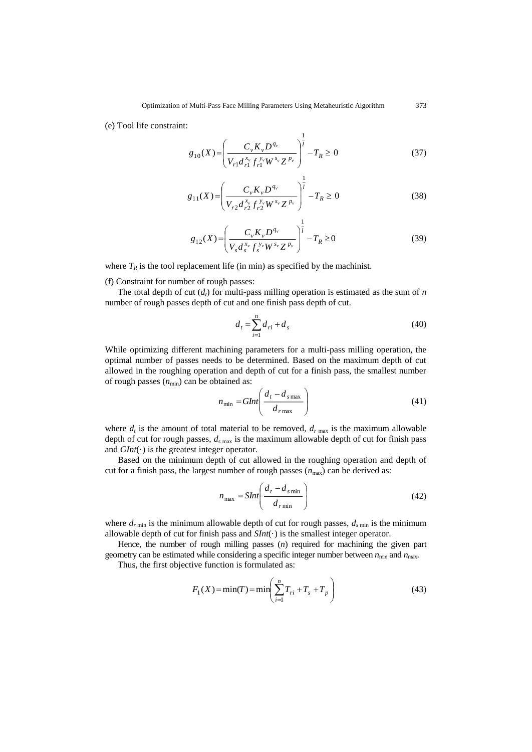(e) Tool life constraint:

$$g_{10}(X) = \left( \frac{C_v K_v D^{q_v}}{V_{r1} d_{r1}^{x_v} f_{r1}^{y_v} W^{s_v} Z^{p_v}} \right)^{\frac{1}{l}} - T_R \geq 0 \tag{37}$$

$$g_{11}(X) = \left( \frac{C_v K_v D^{q_v}}{V_{r2} d_{r2}^{x_v} f_{r2}^{y_v} W^{s_v} Z^{p_v}} \right)^{\frac{1}{l}} - T_R \geq 0 \tag{38}$$

$$g_{12}(X) = \left( \frac{C_v K_v D^{q_v}}{V_s d_s^{x_v} f_s^{y_v} W^{s_v} Z^{p_v}} \right)^{\frac{1}{l}} - T_R \geq 0 \tag{39}$$

where $T_R$ is the tool replacement life (in min) as specified by the machinist.

(f) Constraint for number of rough passes:

The total depth of cut ($d_t$) for multi-pass milling operation is estimated as the sum of $n$ number of rough passes depth of cut and one finish pass depth of cut.

$$d_t = \sum_{i=1}^{n} d_{ri} + d_s \tag{40}$$

While optimizing different machining parameters for a multi-pass milling operation, the optimal number of passes needs to be determined. Based on the maximum depth of cut allowed in the roughing operation and depth of cut for a finish pass, the smallest number of rough passes ($n_{\min}$) can be obtained as:

$$n_{\min} = GInt\left( \frac{d_t - d_{s\max}}{d_{r\max}} \right) \tag{41}$$

where $d_t$ is the amount of total material to be removed, $d_{r\max}$ is the maximum allowable depth of cut for rough passes, $d_{s\max}$ is the maximum allowable depth of cut for finish pass and $GInt(\cdot)$ is the greatest integer operator.

Based on the minimum depth of cut allowed in the roughing operation and depth of cut for a finish pass, the largest number of rough passes ($n_{\max}$) can be derived as:

$$n_{\max} = SInt\left( \frac{d_t - d_{s\min}}{d_{r\min}} \right) \tag{42}$$

where $d_{r\min}$ is the minimum allowable depth of cut for rough passes, $d_{s\min}$ is the minimum allowable depth of cut for finish pass and $SInt(\cdot)$ is the smallest integer operator.

Hence, the number of rough milling passes ($n$) required for machining the given part geometry can be estimated while considering a specific integer number between $n_{\min}$ and $n_{\max}$.

Thus, the first objective function is formulated as:

$$F_1(X) = \min(T) = \min\left( \sum_{i=1}^{n} T_{ri} + T_s + T_p \right) \tag{43}$$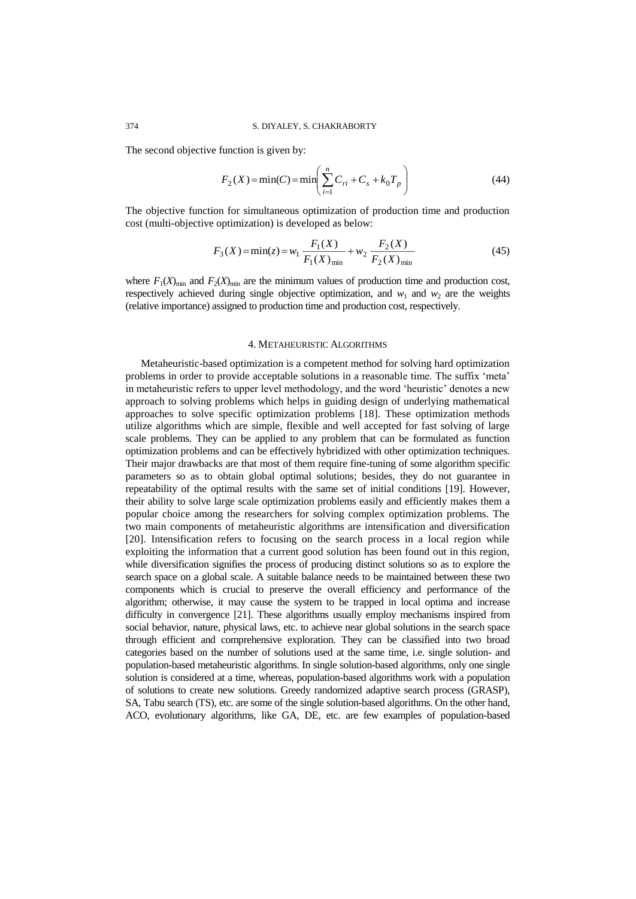The second objective function is given by:

$$F_2(X) = \min(C) = \min\left(\sum_{i=1}^{n} C_{ri} + C_s + k_0 T_p\right) \tag{44}$$

The objective function for simultaneous optimization of production time and production cost (multi-objective optimization) is developed as below:

$$F_3(X) = \min(z) = w_1 \frac{F_1(X)}{F_1(X)_{\min}} + w_2 \frac{F_2(X)}{F_2(X)_{\min}} \tag{45}$$

where $F_1(X)_{\min}$ and $F_2(X)_{\min}$ are the minimum values of production time and production cost, respectively achieved during single objective optimization, and $w_1$ and $w_2$ are the weights (relative importance) assigned to production time and production cost, respectively.

## 4. Metaheuristic Algorithms

Metaheuristic-based optimization is a competent method for solving hard optimization problems in order to provide acceptable solutions in a reasonable time. The suffix 'meta' in metaheuristic refers to upper level methodology, and the word 'heuristic' denotes a new approach to solving problems which helps in guiding design of underlying mathematical approaches to solve specific optimization problems [18]. These optimization methods utilize algorithms which are simple, flexible and well accepted for fast solving of large scale problems. They can be applied to any problem that can be formulated as function optimization problems and can be effectively hybridized with other optimization techniques. Their major drawbacks are that most of them require fine-tuning of some algorithm specific parameters so as to obtain global optimal solutions; besides, they do not guarantee in repeatability of the optimal results with the same set of initial conditions [19]. However, their ability to solve large scale optimization problems easily and efficiently makes them a popular choice among the researchers for solving complex optimization problems. The two main components of metaheuristic algorithms are intensification and diversification [20]. Intensification refers to focusing on the search process in a local region while exploiting the information that a current good solution has been found out in this region, while diversification signifies the process of producing distinct solutions so as to explore the search space on a global scale. A suitable balance needs to be maintained between these two components which is crucial to preserve the overall efficiency and performance of the algorithm; otherwise, it may cause the system to be trapped in local optima and increase difficulty in convergence [21]. These algorithms usually employ mechanisms inspired from social behavior, nature, physical laws, etc. to achieve near global solutions in the search space through efficient and comprehensive exploration. They can be classified into two broad categories based on the number of solutions used at the same time, i.e. single solution- and population-based metaheuristic algorithms. In single solution-based algorithms, only one single solution is considered at a time, whereas, population-based algorithms work with a population of solutions to create new solutions. Greedy randomized adaptive search process (GRASP), SA, Tabu search (TS), etc. are some of the single solution-based algorithms. On the other hand, ACO, evolutionary algorithms, like GA, DE, etc. are few examples of population-based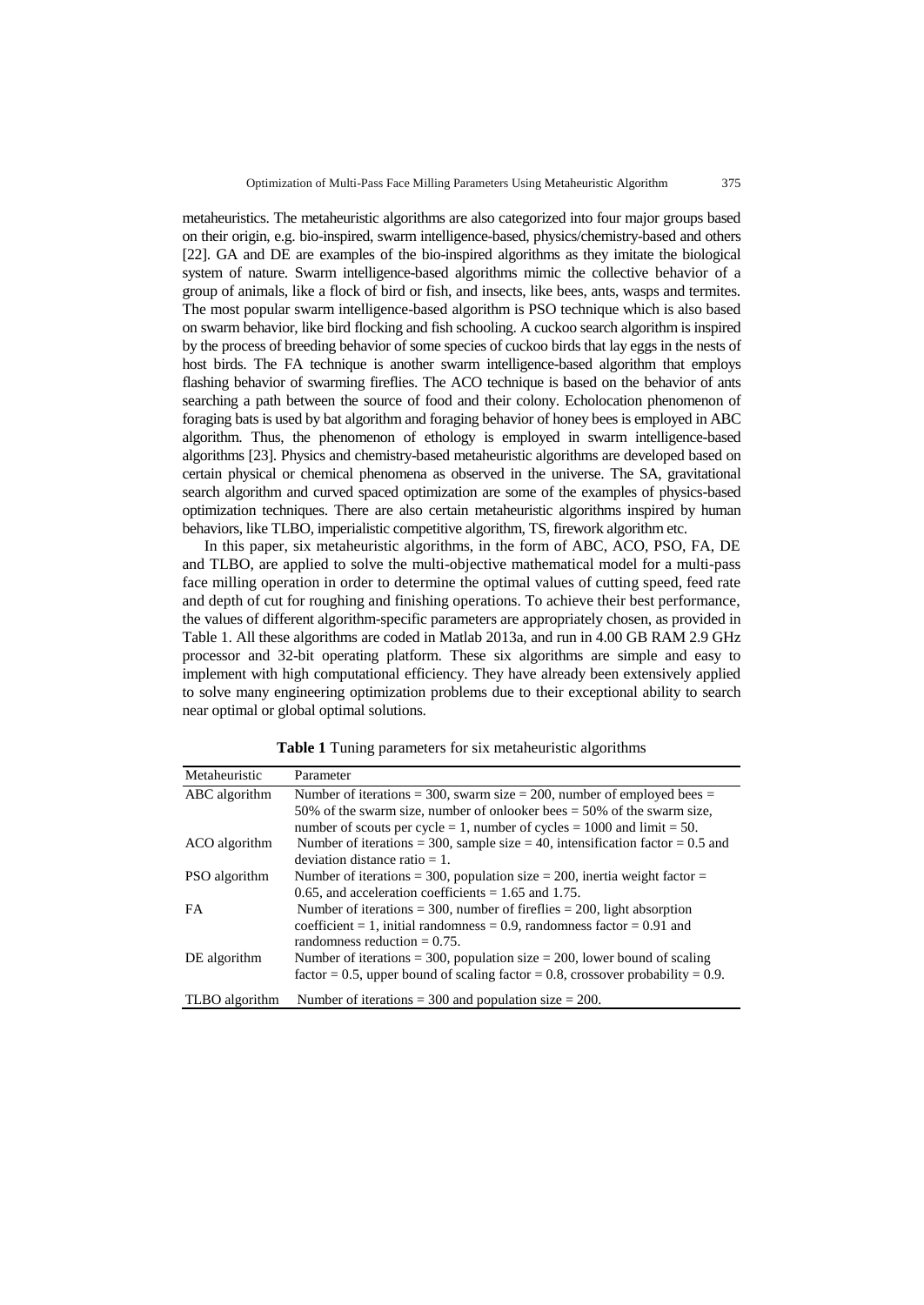metaheuristics. The metaheuristic algorithms are also categorized into four major groups based on their origin, e.g. bio-inspired, swarm intelligence-based, physics/chemistry-based and others [22]. GA and DE are examples of the bio-inspired algorithms as they imitate the biological system of nature. Swarm intelligence-based algorithms mimic the collective behavior of a group of animals, like a flock of bird or fish, and insects, like bees, ants, wasps and termites. The most popular swarm intelligence-based algorithm is PSO technique which is also based on swarm behavior, like bird flocking and fish schooling. A cuckoo search algorithm is inspired by the process of breeding behavior of some species of cuckoo birds that lay eggs in the nests of host birds. The FA technique is another swarm intelligence-based algorithm that employs flashing behavior of swarming fireflies. The ACO technique is based on the behavior of ants searching a path between the source of food and their colony. Echolocation phenomenon of foraging bats is used by bat algorithm and foraging behavior of honey bees is employed in ABC algorithm. Thus, the phenomenon of ethology is employed in swarm intelligence-based algorithms [23]. Physics and chemistry-based metaheuristic algorithms are developed based on certain physical or chemical phenomena as observed in the universe. The SA, gravitational search algorithm and curved spaced optimization are some of the examples of physics-based optimization techniques. There are also certain metaheuristic algorithms inspired by human behaviors, like TLBO, imperialistic competitive algorithm, TS, firework algorithm etc.

In this paper, six metaheuristic algorithms, in the form of ABC, ACO, PSO, FA, DE and TLBO, are applied to solve the multi-objective mathematical model for a multi-pass face milling operation in order to determine the optimal values of cutting speed, feed rate and depth of cut for roughing and finishing operations. To achieve their best performance, the values of different algorithm-specific parameters are appropriately chosen, as provided in Table 1. All these algorithms are coded in Matlab 2013a, and run in 4.00 GB RAM 2.9 GHz processor and 32-bit operating platform. These six algorithms are simple and easy to implement with high computational efficiency. They have already been extensively applied to solve many engineering optimization problems due to their exceptional ability to search near optimal or global optimal solutions.

**Table 1** Tuning parameters for six metaheuristic algorithms

| Metaheuristic | Parameter |
|---|---|
| ABC algorithm | Number of iterations = 300, swarm size = 200, number of employed bees = 50% of the swarm size, number of onlooker bees = 50% of the swarm size, number of scouts per cycle = 1, number of cycles = 1000 and limit = 50. |
| ACO algorithm | Number of iterations = 300, sample size = 40, intensification factor = 0.5 and deviation distance ratio = 1. |
| PSO algorithm | Number of iterations = 300, population size = 200, inertia weight factor = 0.65, and acceleration coefficients = 1.65 and 1.75. |
| FA | Number of iterations = 300, number of fireflies = 200, light absorption coefficient = 1, initial randomness = 0.9, randomness factor = 0.91 and randomness reduction = 0.75. |
| DE algorithm | Number of iterations = 300, population size = 200, lower bound of scaling factor = 0.5, upper bound of scaling factor = 0.8, crossover probability = 0.9. |
| TLBO algorithm | Number of iterations = 300 and population size = 200. |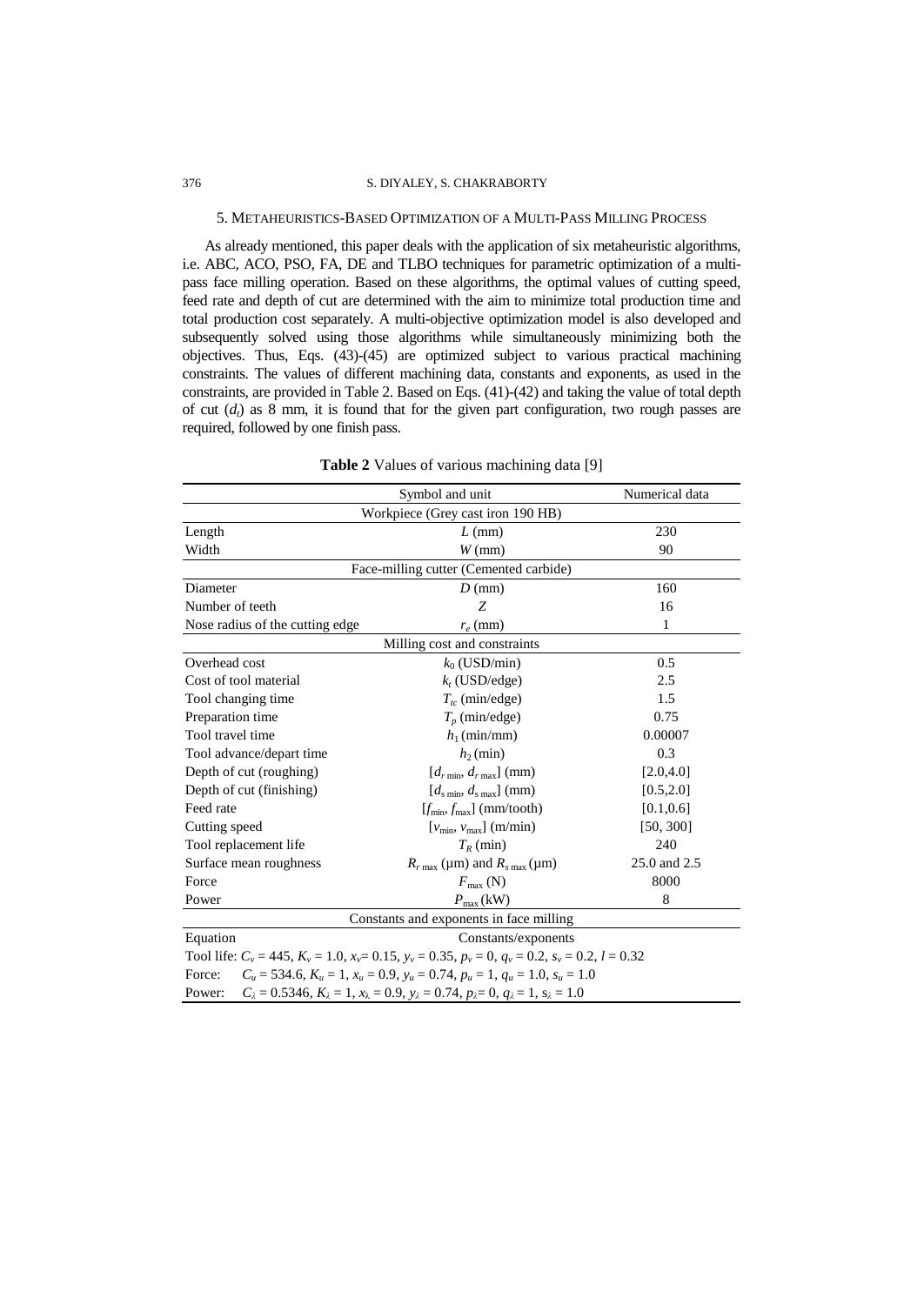## 5. Metaheuristics-Based Optimization of a Multi-Pass Milling Process

As already mentioned, this paper deals with the application of six metaheuristic algorithms, i.e. ABC, ACO, PSO, FA, DE and TLBO techniques for parametric optimization of a multi-pass face milling operation. Based on these algorithms, the optimal values of cutting speed, feed rate and depth of cut are determined with the aim to minimize total production time and total production cost separately. A multi-objective optimization model is also developed and subsequently solved using those algorithms while simultaneously minimizing both the objectives. Thus, Eqs. (43)-(45) are optimized subject to various practical machining constraints. The values of different machining data, constants and exponents, as used in the constraints, are provided in Table 2. Based on Eqs. (41)-(42) and taking the value of total depth of cut ($d_t$) as 8 mm, it is found that for the given part configuration, two rough passes are required, followed by one finish pass.

**Table 2** Values of various machining data [9]

| | Symbol and unit | Numerical data |
|---|---|---|
| | Workpiece (Grey cast iron 190 HB) | |
| Length | $L$ (mm) | 230 |
| Width | $W$ (mm) | 90 |
| | Face-milling cutter (Cemented carbide) | |
| Diameter | $D$ (mm) | 160 |
| Number of teeth | $Z$ | 16 |
| Nose radius of the cutting edge | $r_e$ (mm) | 1 |
| | Milling cost and constraints | |
| Overhead cost | $k_0$ (USD/min) | 0.5 |
| Cost of tool material | $k_t$ (USD/edge) | 2.5 |
| Tool changing time | $T_{tc}$ (min/edge) | 1.5 |
| Preparation time | $T_p$ (min/edge) | 0.75 |
| Tool travel time | $h_1$ (min/mm) | 0.00007 |
| Tool advance/depart time | $h_2$ (min) | 0.3 |
| Depth of cut (roughing) | $[d_{r\,\min}, d_{r\,\max}]$ (mm) | [2.0,4.0] |
| Depth of cut (finishing) | $[d_{s\,\min}, d_{s\,\max}]$ (mm) | [0.5,2.0] |
| Feed rate | $[f_{\min}, f_{\max}]$ (mm/tooth) | [0.1,0.6] |
| Cutting speed | $[v_{\min}, v_{\max}]$ (m/min) | [50, 300] |
| Tool replacement life | $T_R$ (min) | 240 |
| Surface mean roughness | $R_{r\,\max}$ (μm) and $R_{s\,\max}$ (μm) | 25.0 and 2.5 |
| Force | $F_{\max}$ (N) | 8000 |
| Power | $P_{\max}$ (kW) | 8 |
| | Constants and exponents in face milling | |
| Equation | Constants/exponents | |
| Tool life: | $C_v = 445$, $K_v = 1.0$, $x_v = 0.15$, $y_v = 0.35$, $p_v = 0$, $q_v = 0.2$, $s_v = 0.2$, $l = 0.32$ | |
| Force: | $C_u = 534.6$, $K_u = 1$, $x_u = 0.9$, $y_u = 0.74$, $p_u = 1$, $q_u = 1.0$, $s_u = 1.0$ | |
| Power: | $C_\lambda = 0.5346$, $K_\lambda = 1$, $x_\lambda = 0.9$, $y_\lambda = 0.74$, $p_\lambda = 0$, $q_\lambda = 1$, $s_\lambda = 1.0$ | |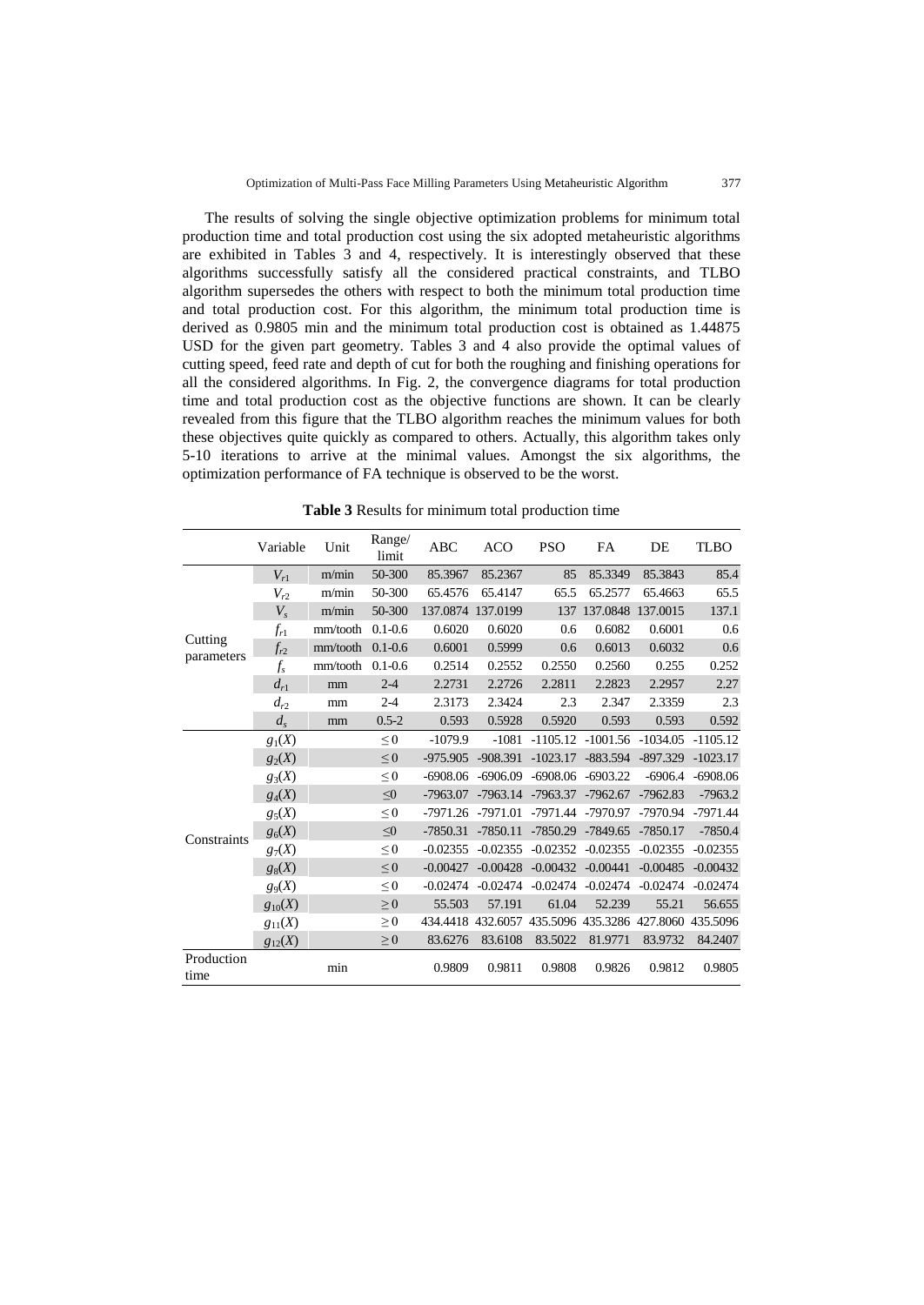The results of solving the single objective optimization problems for minimum total production time and total production cost using the six adopted metaheuristic algorithms are exhibited in Tables 3 and 4, respectively. It is interestingly observed that these algorithms successfully satisfy all the considered practical constraints, and TLBO algorithm supersedes the others with respect to both the minimum total production time and total production cost. For this algorithm, the minimum total production time is derived as 0.9805 min and the minimum total production cost is obtained as 1.44875 USD for the given part geometry. Tables 3 and 4 also provide the optimal values of cutting speed, feed rate and depth of cut for both the roughing and finishing operations for all the considered algorithms. In Fig. 2, the convergence diagrams for total production time and total production cost as the objective functions are shown. It can be clearly revealed from this figure that the TLBO algorithm reaches the minimum values for both these objectives quite quickly as compared to others. Actually, this algorithm takes only 5-10 iterations to arrive at the minimal values. Amongst the six algorithms, the optimization performance of FA technique is observed to be the worst.

**Table 3** Results for minimum total production time

| | Variable | Unit | Range/ limit | ABC | ACO | PSO | FA | DE | TLBO |
|---|---|---|---|---|---|---|---|---|---|
| Cutting parameters | $V_{r1}$ | m/min | 50-300 | 85.3967 | 85.2367 | 85 | 85.3349 | 85.3843 | 85.4 |
| | $V_{r2}$ | m/min | 50-300 | 65.4576 | 65.4147 | 65.5 | 65.2577 | 65.4663 | 65.5 |
| | $V_s$ | m/min | 50-300 | 137.0874 | 137.0199 | 137 | 137.0848 | 137.0015 | 137.1 |
| | $f_{r1}$ | mm/tooth | 0.1-0.6 | 0.6020 | 0.6020 | 0.6 | 0.6082 | 0.6001 | 0.6 |
| | $f_{r2}$ | mm/tooth | 0.1-0.6 | 0.6001 | 0.5999 | 0.6 | 0.6013 | 0.6032 | 0.6 |
| | $f_s$ | mm/tooth | 0.1-0.6 | 0.2514 | 0.2552 | 0.2550 | 0.2560 | 0.255 | 0.252 |
| | $d_{r1}$ | mm | 2-4 | 2.2731 | 2.2726 | 2.2811 | 2.2823 | 2.2957 | 2.27 |
| | $d_{r2}$ | mm | 2-4 | 2.3173 | 2.3424 | 2.3 | 2.347 | 2.3359 | 2.3 |
| | $d_s$ | mm | 0.5-2 | 0.593 | 0.5928 | 0.5920 | 0.593 | 0.593 | 0.592 |
| Constraints | $g_1(X)$ | | $\leq 0$ | -1079.9 | -1081 | -1105.12 | -1001.56 | -1034.05 | -1105.12 |
| | $g_2(X)$ | | $\leq 0$ | -975.905 | -908.391 | -1023.17 | -883.594 | -897.329 | -1023.17 |
| | $g_3(X)$ | | $\leq 0$ | -6908.06 | -6906.09 | -6908.06 | -6903.22 | -6906.4 | -6908.06 |
| | $g_4(X)$ | | $\leq 0$ | -7963.07 | -7963.14 | -7963.37 | -7962.67 | -7962.83 | -7963.2 |
| | $g_5(X)$ | | $\leq 0$ | -7971.26 | -7971.01 | -7971.44 | -7970.97 | -7970.94 | -7971.44 |
| | $g_6(X)$ | | $\leq 0$ | -7850.31 | -7850.11 | -7850.29 | -7849.65 | -7850.17 | -7850.4 |
| | $g_7(X)$ | | $\leq 0$ | -0.02355 | -0.02355 | -0.02352 | -0.02355 | -0.02355 | -0.02355 |
| | $g_8(X)$ | | $\leq 0$ | -0.00427 | -0.00428 | -0.00432 | -0.00441 | -0.00485 | -0.00432 |
| | $g_9(X)$ | | $\leq 0$ | -0.02474 | -0.02474 | -0.02474 | -0.02474 | -0.02474 | -0.02474 |
| | $g_{10}(X)$ | | $\geq 0$ | 55.503 | 57.191 | 61.04 | 52.239 | 55.21 | 56.655 |
| | $g_{11}(X)$ | | $\geq 0$ | 434.4418 | 432.6057 | 435.5096 | 435.3286 | 427.8060 | 435.5096 |
| | $g_{12}(X)$ | | $\geq 0$ | 83.6276 | 83.6108 | 83.5022 | 81.9771 | 83.9732 | 84.2407 |
| Production time | | min | | 0.9809 | 0.9811 | 0.9808 | 0.9826 | 0.9812 | 0.9805 |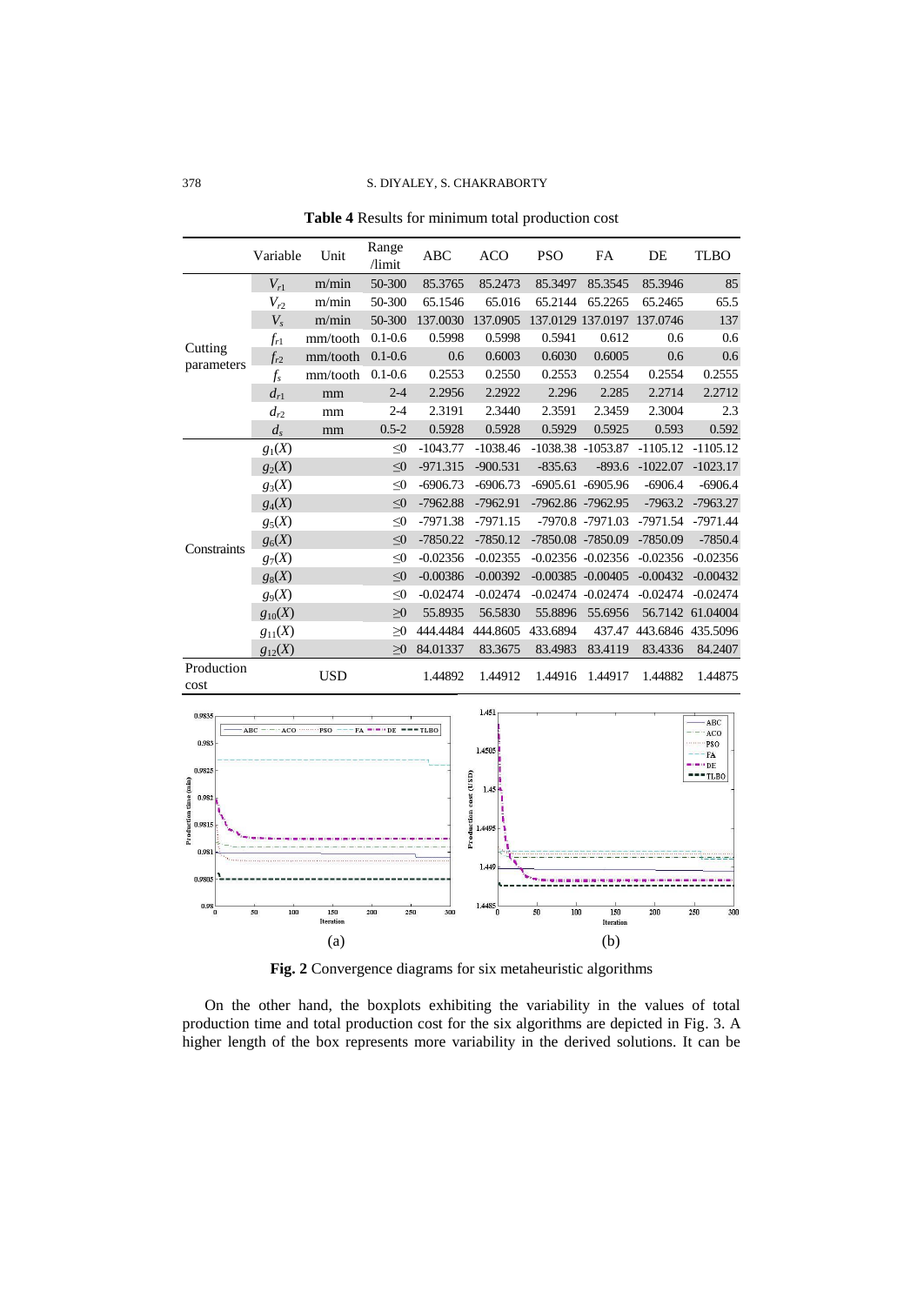**Table 4** Results for minimum total production cost

| | Variable | Unit | Range /limit | ABC | ACO | PSO | FA | DE | TLBO |
|---|---|---|---|---|---|---|---|---|---|
| Cutting parameters | $V_{r1}$ | m/min | 50-300 | 85.3765 | 85.2473 | 85.3497 | 85.3545 | 85.3946 | 85 |
| | $V_{r2}$ | m/min | 50-300 | 65.1546 | 65.016 | 65.2144 | 65.2265 | 65.2465 | 65.5 |
| | $V_s$ | m/min | 50-300 | 137.0030 | 137.0905 | 137.0129 | 137.0197 | 137.0746 | 137 |
| | $f_{r1}$ | mm/tooth | 0.1-0.6 | 0.5998 | 0.5998 | 0.5941 | 0.612 | 0.6 | 0.6 |
| | $f_{r2}$ | mm/tooth | 0.1-0.6 | 0.6 | 0.6003 | 0.6030 | 0.6005 | 0.6 | 0.6 |
| | $f_s$ | mm/tooth | 0.1-0.6 | 0.2553 | 0.2550 | 0.2553 | 0.2554 | 0.2554 | 0.2555 |
| | $d_{r1}$ | mm | 2-4 | 2.2956 | 2.2922 | 2.296 | 2.285 | 2.2714 | 2.2712 |
| | $d_{r2}$ | mm | 2-4 | 2.3191 | 2.3440 | 2.3591 | 2.3459 | 2.3004 | 2.3 |
| | $d_s$ | mm | 0.5-2 | 0.5928 | 0.5928 | 0.5929 | 0.5925 | 0.593 | 0.592 |
| Constraints | $g_1(X)$ | | ≤0 | -1043.77 | -1038.46 | -1038.38 | -1053.87 | -1105.12 | -1105.12 |
| | $g_2(X)$ | | ≤0 | -971.315 | -900.531 | -835.63 | -893.6 | -1022.07 | -1023.17 |
| | $g_3(X)$ | | ≤0 | -6906.73 | -6906.73 | -6905.61 | -6905.96 | -6906.4 | -6906.4 |
| | $g_4(X)$ | | ≤0 | -7962.88 | -7962.91 | -7962.86 | -7962.95 | -7963.2 | -7963.27 |
| | $g_5(X)$ | | ≤0 | -7971.38 | -7971.15 | -7970.8 | -7971.03 | -7971.54 | -7971.44 |
| | $g_6(X)$ | | ≤0 | -7850.22 | -7850.12 | -7850.08 | -7850.09 | -7850.09 | -7850.4 |
| | $g_7(X)$ | | ≤0 | -0.02356 | -0.02355 | -0.02356 | -0.02356 | -0.02356 | -0.02356 |
| | $g_8(X)$ | | ≤0 | -0.00386 | -0.00392 | -0.00385 | -0.00405 | -0.00432 | -0.00432 |
| | $g_9(X)$ | | ≤0 | -0.02474 | -0.02474 | -0.02474 | -0.02474 | -0.02474 | -0.02474 |
| | $g_{10}(X)$ | | ≥0 | 55.8935 | 56.5830 | 55.8896 | 55.6956 | 56.7142 | 61.04004 |
| | $g_{11}(X)$ | | ≥0 | 444.4484 | 444.8605 | 433.6894 | 437.47 | 443.6846 | 435.5096 |
| | $g_{12}(X)$ | | ≥0 | 84.01337 | 83.3675 | 83.4983 | 83.4119 | 83.4336 | 84.2407 |
| Production cost | | USD | | 1.44892 | 1.44912 | 1.44916 | 1.44917 | 1.44882 | 1.44875 |

**Fig. 2** Convergence diagrams for six metaheuristic algorithms

On the other hand, the boxplots exhibiting the variability in the values of total production time and total production cost for the six algorithms are depicted in Fig. 3. A higher length of the box represents more variability in the derived solutions. It can be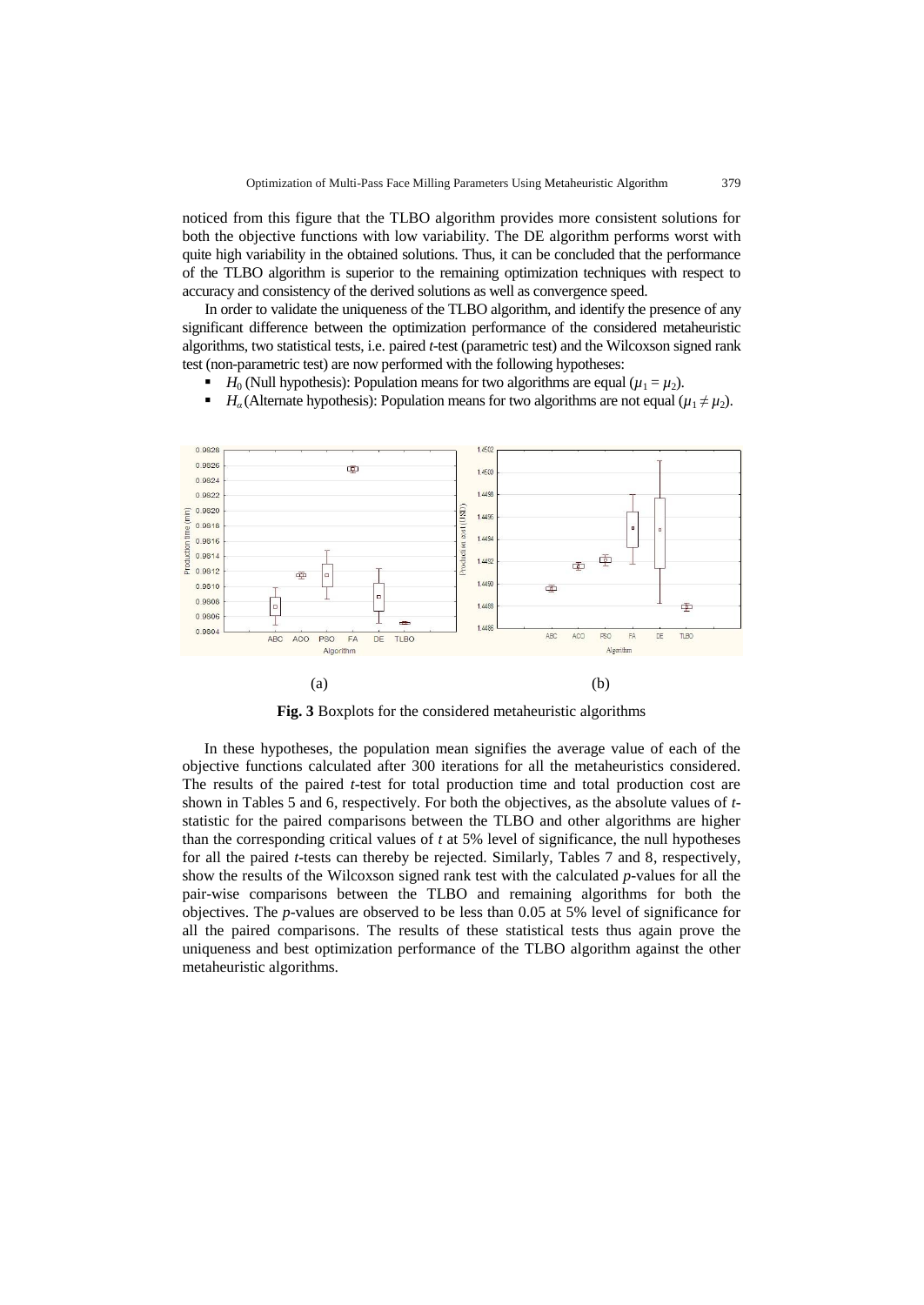noticed from this figure that the TLBO algorithm provides more consistent solutions for both the objective functions with low variability. The DE algorithm performs worst with quite high variability in the obtained solutions. Thus, it can be concluded that the performance of the TLBO algorithm is superior to the remaining optimization techniques with respect to accuracy and consistency of the derived solutions as well as convergence speed.

In order to validate the uniqueness of the TLBO algorithm, and identify the presence of any significant difference between the optimization performance of the considered metaheuristic algorithms, two statistical tests, i.e. paired *t*-test (parametric test) and the Wilcoxson signed rank test (non-parametric test) are now performed with the following hypotheses:

- $H_0$ (Null hypothesis): Population means for two algorithms are equal ($\mu_1 = \mu_2$).
- $H_\alpha$ (Alternate hypothesis): Population means for two algorithms are not equal ($\mu_1 \neq \mu_2$).

(a) (b)

**Fig. 3** Boxplots for the considered metaheuristic algorithms

In these hypotheses, the population mean signifies the average value of each of the objective functions calculated after 300 iterations for all the metaheuristics considered. The results of the paired *t*-test for total production time and total production cost are shown in Tables 5 and 6, respectively. For both the objectives, as the absolute values of *t*-statistic for the paired comparisons between the TLBO and other algorithms are higher than the corresponding critical values of *t* at 5% level of significance, the null hypotheses for all the paired *t*-tests can thereby be rejected. Similarly, Tables 7 and 8, respectively, show the results of the Wilcoxson signed rank test with the calculated *p*-values for all the pair-wise comparisons between the TLBO and remaining algorithms for both the objectives. The *p*-values are observed to be less than 0.05 at 5% level of significance for all the paired comparisons. The results of these statistical tests thus again prove the uniqueness and best optimization performance of the TLBO algorithm against the other metaheuristic algorithms.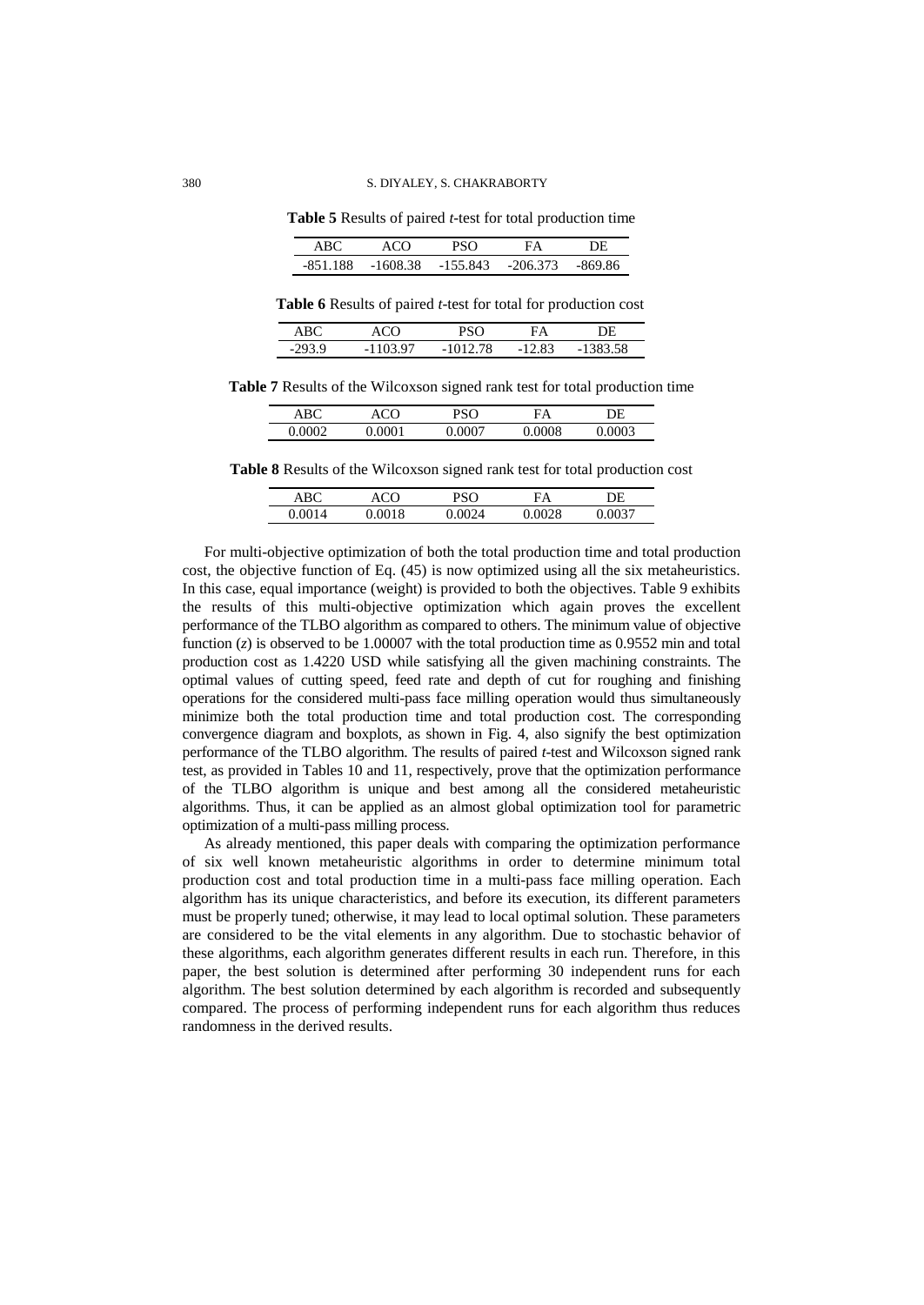**Table 5** Results of paired *t*-test for total production time

| ABC | ACO | PSO | FA | DE |
|---|---|---|---|---|
| -851.188 | -1608.38 | -155.843 | -206.373 | -869.86 |

**Table 6** Results of paired *t*-test for total for production cost

| ABC | ACO | PSO | FA | DE |
|---|---|---|---|---|
| -293.9 | -1103.97 | -1012.78 | -12.83 | -1383.58 |

**Table 7** Results of the Wilcoxson signed rank test for total production time

| ABC | ACO | PSO | FA | DE |
|---|---|---|---|---|
| 0.0002 | 0.0001 | 0.0007 | 0.0008 | 0.0003 |

**Table 8** Results of the Wilcoxson signed rank test for total production cost

| ABC | ACO | PSO | FA | DE |
|---|---|---|---|---|
| 0.0014 | 0.0018 | 0.0024 | 0.0028 | 0.0037 |

For multi-objective optimization of both the total production time and total production cost, the objective function of Eq. (45) is now optimized using all the six metaheuristics. In this case, equal importance (weight) is provided to both the objectives. Table 9 exhibits the results of this multi-objective optimization which again proves the excellent performance of the TLBO algorithm as compared to others. The minimum value of objective function ($z$) is observed to be 1.00007 with the total production time as 0.9552 min and total production cost as 1.4220 USD while satisfying all the given machining constraints. The optimal values of cutting speed, feed rate and depth of cut for roughing and finishing operations for the considered multi-pass face milling operation would thus simultaneously minimize both the total production time and total production cost. The corresponding convergence diagram and boxplots, as shown in Fig. 4, also signify the best optimization performance of the TLBO algorithm. The results of paired *t*-test and Wilcoxson signed rank test, as provided in Tables 10 and 11, respectively, prove that the optimization performance of the TLBO algorithm is unique and best among all the considered metaheuristic algorithms. Thus, it can be applied as an almost global optimization tool for parametric optimization of a multi-pass milling process.

As already mentioned, this paper deals with comparing the optimization performance of six well known metaheuristic algorithms in order to determine minimum total production cost and total production time in a multi-pass face milling operation. Each algorithm has its unique characteristics, and before its execution, its different parameters must be properly tuned; otherwise, it may lead to local optimal solution. These parameters are considered to be the vital elements in any algorithm. Due to stochastic behavior of these algorithms, each algorithm generates different results in each run. Therefore, in this paper, the best solution is determined after performing 30 independent runs for each algorithm. The best solution determined by each algorithm is recorded and subsequently compared. The process of performing independent runs for each algorithm thus reduces randomness in the derived results.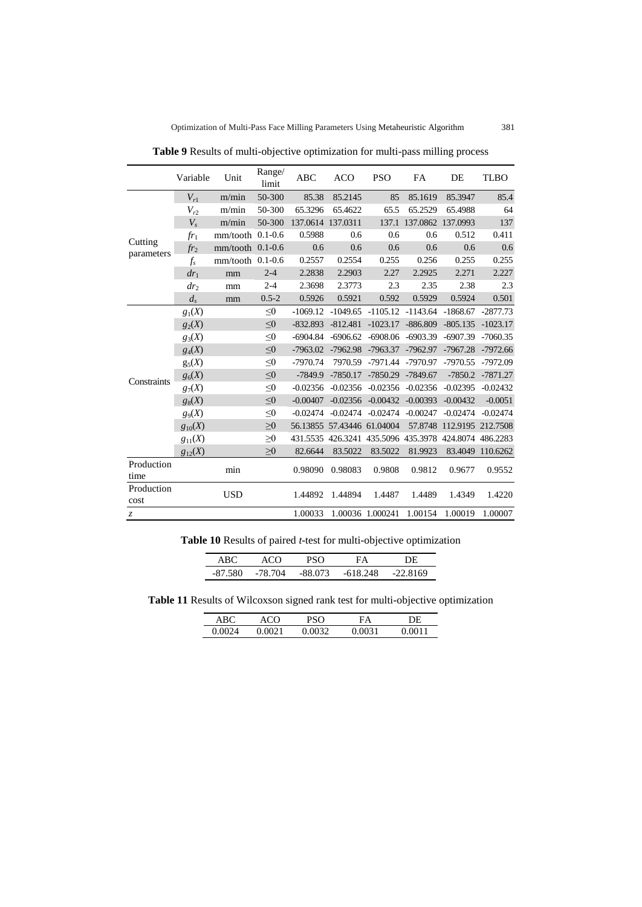**Table 9** Results of multi-objective optimization for multi-pass milling process

| | Variable | Unit | Range/ limit | ABC | ACO | PSO | FA | DE | TLBO |
|---|---|---|---|---|---|---|---|---|---|
| Cutting parameters | $V_{r1}$ | m/min | 50-300 | 85.38 | 85.2145 | 85 | 85.1619 | 85.3947 | 85.4 |
| | $V_{r2}$ | m/min | 50-300 | 65.3296 | 65.4622 | 65.5 | 65.2529 | 65.4988 | 64 |
| | $V_s$ | m/min | 50-300 | 137.0614 | 137.0311 | 137.1 | 137.0862 | 137.0993 | 137 |
| | $fr_1$ | mm/tooth | 0.1-0.6 | 0.5988 | 0.6 | 0.6 | 0.6 | 0.512 | 0.411 |
| | $fr_2$ | mm/tooth | 0.1-0.6 | 0.6 | 0.6 | 0.6 | 0.6 | 0.6 | 0.6 |
| | $f_s$ | mm/tooth | 0.1-0.6 | 0.2557 | 0.2554 | 0.255 | 0.256 | 0.255 | 0.255 |
| | $dr_1$ | mm | 2-4 | 2.2838 | 2.2903 | 2.27 | 2.2925 | 2.271 | 2.227 |
| | $dr_2$ | mm | 2-4 | 2.3698 | 2.3773 | 2.3 | 2.35 | 2.38 | 2.3 |
| | $d_s$ | mm | 0.5-2 | 0.5926 | 0.5921 | 0.592 | 0.5929 | 0.5924 | 0.501 |
| Constraints | $g_1(X)$ | | $\leq 0$ | -1069.12 | -1049.65 | -1105.12 | -1143.64 | -1868.67 | -2877.73 |
| | $g_2(X)$ | | $\leq 0$ | -832.893 | -812.481 | -1023.17 | -886.809 | -805.135 | -1023.17 |
| | $g_3(X)$ | | $\leq 0$ | -6904.84 | -6906.62 | -6908.06 | -6903.39 | -6907.39 | -7060.35 |
| | $g_4(X)$ | | $\leq 0$ | -7963.02 | -7962.98 | -7963.37 | -7962.97 | -7967.28 | -7972.66 |
| | $g_5(X)$ | | $\leq 0$ | -7970.74 | 7970.59 | -7971.44 | -7970.97 | -7970.55 | -7972.09 |
| | $g_6(X)$ | | $\leq 0$ | -7849.9 | -7850.17 | -7850.29 | -7849.67 | -7850.2 | -7871.27 |
| | $g_7(X)$ | | $\leq 0$ | -0.02356 | -0.02356 | -0.02356 | -0.02356 | -0.02395 | -0.02432 |
| | $g_8(X)$ | | $\leq 0$ | -0.00407 | -0.02356 | -0.00432 | -0.00393 | -0.00432 | -0.0051 |
| | $g_9(X)$ | | $\leq 0$ | -0.02474 | -0.02474 | -0.02474 | -0.00247 | -0.02474 | -0.02474 |
| | $g_{10}(X)$ | | $\geq 0$ | 56.13855 | 57.43446 | 61.04004 | 57.8748 | 112.9195 | 212.7508 |
| | $g_{11}(X)$ | | $\geq 0$ | 431.5535 | 426.3241 | 435.5096 | 435.3978 | 424.8074 | 486.2283 |
| | $g_{12}(X)$ | | $\geq 0$ | 82.6644 | 83.5022 | 83.5022 | 81.9923 | 83.4049 | 110.6262 |
| Production time | | min | | 0.98090 | 0.98083 | 0.9808 | 0.9812 | 0.9677 | 0.9552 |
| Production cost | | USD | | 1.44892 | 1.44894 | 1.4487 | 1.4489 | 1.4349 | 1.4220 |
| $z$ | | | | 1.00033 | 1.00036 | 1.000241 | 1.00154 | 1.00019 | 1.00007 |

**Table 10** Results of paired *t*-test for multi-objective optimization

| ABC | ACO | PSO | FA | DE |
|---|---|---|---|---|
| -87.580 | -78.704 | -88.073 | -618.248 | -22.8169 |

**Table 11** Results of Wilcoxson signed rank test for multi-objective optimization

| ABC | ACO | PSO | FA | DE |
|---|---|---|---|---|
| 0.0024 | 0.0021 | 0.0032 | 0.0031 | 0.0011 |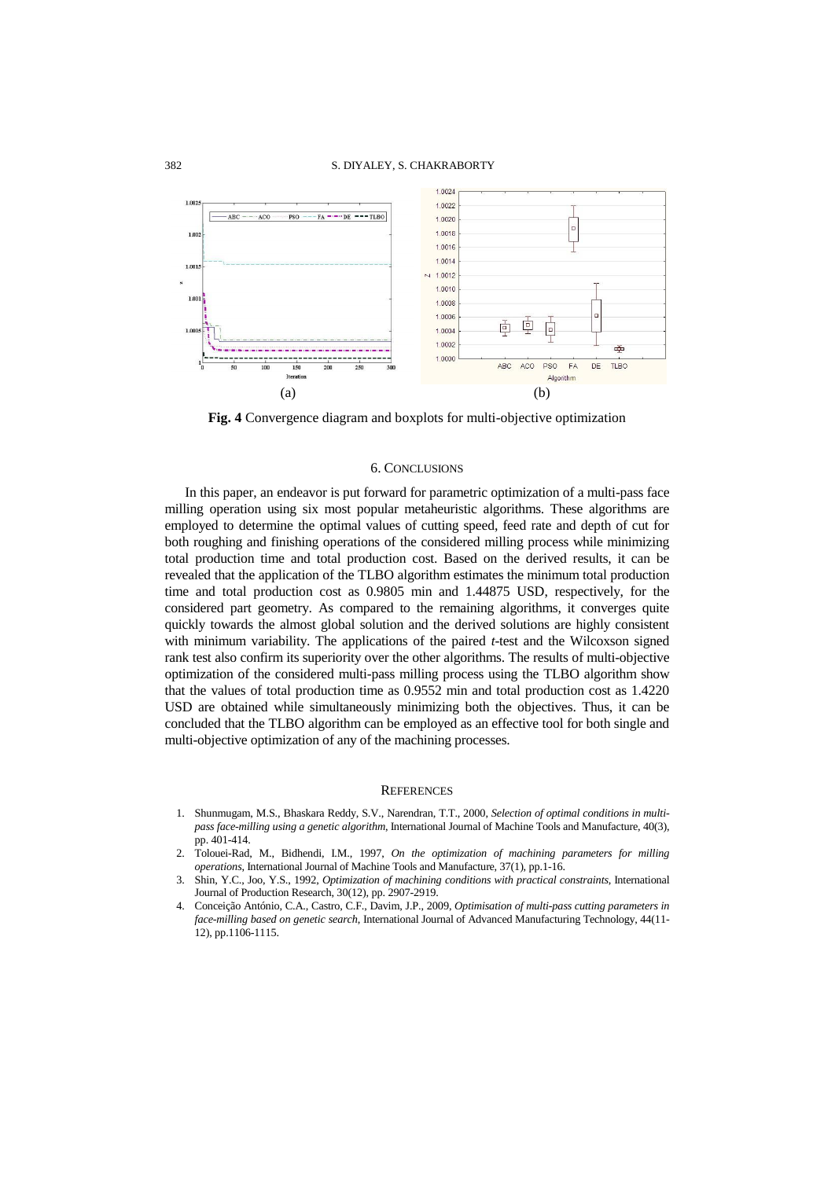(a) (b)

**Fig. 4** Convergence diagram and boxplots for multi-objective optimization

## 6. CONCLUSIONS

In this paper, an endeavor is put forward for parametric optimization of a multi-pass face milling operation using six most popular metaheuristic algorithms. These algorithms are employed to determine the optimal values of cutting speed, feed rate and depth of cut for both roughing and finishing operations of the considered milling process while minimizing total production time and total production cost. Based on the derived results, it can be revealed that the application of the TLBO algorithm estimates the minimum total production time and total production cost as 0.9805 min and 1.44875 USD, respectively, for the considered part geometry. As compared to the remaining algorithms, it converges quite quickly towards the almost global solution and the derived solutions are highly consistent with minimum variability. The applications of the paired *t*-test and the Wilcoxson signed rank test also confirm its superiority over the other algorithms. The results of multi-objective optimization of the considered multi-pass milling process using the TLBO algorithm show that the values of total production time as 0.9552 min and total production cost as 1.4220 USD are obtained while simultaneously minimizing both the objectives. Thus, it can be concluded that the TLBO algorithm can be employed as an effective tool for both single and multi-objective optimization of any of the machining processes.

## REFERENCES

1. Shunmugam, M.S., Bhaskara Reddy, S.V., Narendran, T.T., 2000, *Selection of optimal conditions in multi-pass face-milling using a genetic algorithm*, International Journal of Machine Tools and Manufacture, 40(3), pp. 401-414.
2. Tolouei-Rad, M., Bidhendi, I.M., 1997, *On the optimization of machining parameters for milling operations*, International Journal of Machine Tools and Manufacture, 37(1), pp.1-16.
3. Shin, Y.C., Joo, Y.S., 1992, *Optimization of machining conditions with practical constraints*, International Journal of Production Research, 30(12), pp. 2907-2919.
4. Conceição António, C.A., Castro, C.F., Davim, J.P., 2009, *Optimisation of multi-pass cutting parameters in face-milling based on genetic search*, International Journal of Advanced Manufacturing Technology, 44(11-12), pp.1106-1115.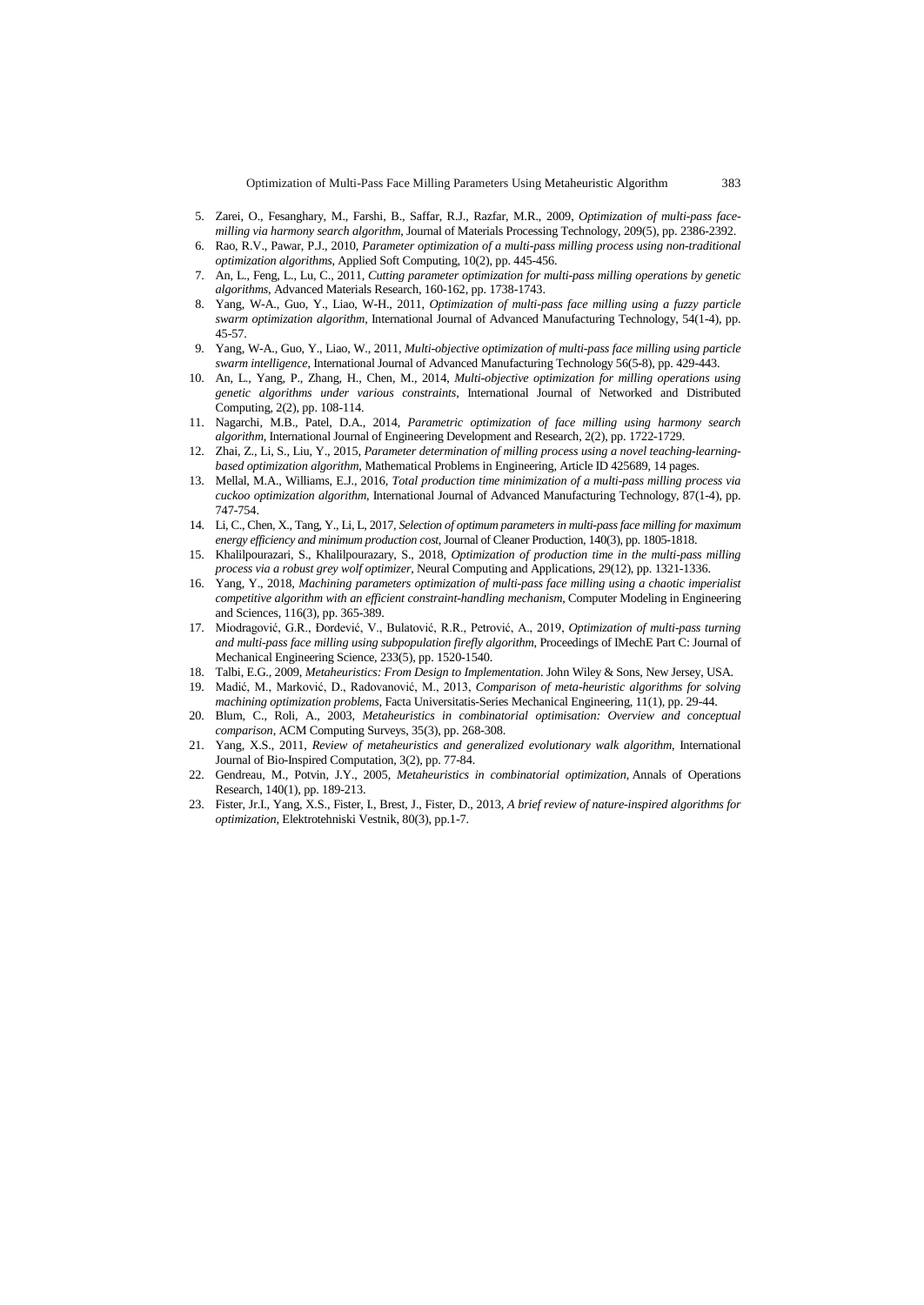5. Zarei, O., Fesanghary, M., Farshi, B., Saffar, R.J., Razfar, M.R., 2009, *Optimization of multi-pass face-milling via harmony search algorithm*, Journal of Materials Processing Technology, 209(5), pp. 2386-2392.
6. Rao, R.V., Pawar, P.J., 2010, *Parameter optimization of a multi-pass milling process using non-traditional optimization algorithms*, Applied Soft Computing, 10(2), pp. 445-456.
7. An, L., Feng, L., Lu, C., 2011, *Cutting parameter optimization for multi-pass milling operations by genetic algorithms*, Advanced Materials Research, 160-162, pp. 1738-1743.
8. Yang, W-A., Guo, Y., Liao, W-H., 2011, *Optimization of multi-pass face milling using a fuzzy particle swarm optimization algorithm*, International Journal of Advanced Manufacturing Technology, 54(1-4), pp. 45-57.
9. Yang, W-A., Guo, Y., Liao, W., 2011, *Multi-objective optimization of multi-pass face milling using particle swarm intelligence*, International Journal of Advanced Manufacturing Technology 56(5-8), pp. 429-443.
10. An, L., Yang, P., Zhang, H., Chen, M., 2014, *Multi-objective optimization for milling operations using genetic algorithms under various constraints*, International Journal of Networked and Distributed Computing, 2(2), pp. 108-114.
11. Nagarchi, M.B., Patel, D.A., 2014, *Parametric optimization of face milling using harmony search algorithm*, International Journal of Engineering Development and Research, 2(2), pp. 1722-1729.
12. Zhai, Z., Li, S., Liu, Y., 2015, *Parameter determination of milling process using a novel teaching-learning-based optimization algorithm*, Mathematical Problems in Engineering, Article ID 425689, 14 pages.
13. Mellal, M.A., Williams, E.J., 2016, *Total production time minimization of a multi-pass milling process via cuckoo optimization algorithm*, International Journal of Advanced Manufacturing Technology, 87(1-4), pp. 747-754.
14. Li, C., Chen, X., Tang, Y., Li, L, 2017, *Selection of optimum parameters in multi-pass face milling for maximum energy efficiency and minimum production cost*, Journal of Cleaner Production, 140(3), pp. 1805-1818.
15. Khalilpourazari, S., Khalilpourazary, S., 2018, *Optimization of production time in the multi-pass milling process via a robust grey wolf optimizer*, Neural Computing and Applications, 29(12), pp. 1321-1336.
16. Yang, Y., 2018, *Machining parameters optimization of multi-pass face milling using a chaotic imperialist competitive algorithm with an efficient constraint-handling mechanism*, Computer Modeling in Engineering and Sciences, 116(3), pp. 365-389.
17. Miodragović, G.R., Đorđević, V., Bulatović, R.R., Petrović, A., 2019, *Optimization of multi-pass turning and multi-pass face milling using subpopulation firefly algorithm*, Proceedings of IMechE Part C: Journal of Mechanical Engineering Science, 233(5), pp. 1520-1540.
18. Talbi, E.G., 2009, *Metaheuristics: From Design to Implementation*. John Wiley & Sons, New Jersey, USA.
19. Madić, M., Marković, D., Radovanović, M., 2013, *Comparison of meta-heuristic algorithms for solving machining optimization problems*, Facta Universitatis-Series Mechanical Engineering, 11(1), pp. 29-44.
20. Blum, C., Roli, A., 2003, *Metaheuristics in combinatorial optimisation: Overview and conceptual comparison*, ACM Computing Surveys, 35(3), pp. 268-308.
21. Yang, X.S., 2011, *Review of metaheuristics and generalized evolutionary walk algorithm*, International Journal of Bio-Inspired Computation, 3(2), pp. 77-84.
22. Gendreau, M., Potvin, J.Y., 2005, *Metaheuristics in combinatorial optimization*, Annals of Operations Research, 140(1), pp. 189-213.
23. Fister, Jr.I., Yang, X.S., Fister, I., Brest, J., Fister, D., 2013, *A brief review of nature-inspired algorithms for optimization*, Elektrotehniski Vestnik, 80(3), pp.1-7.